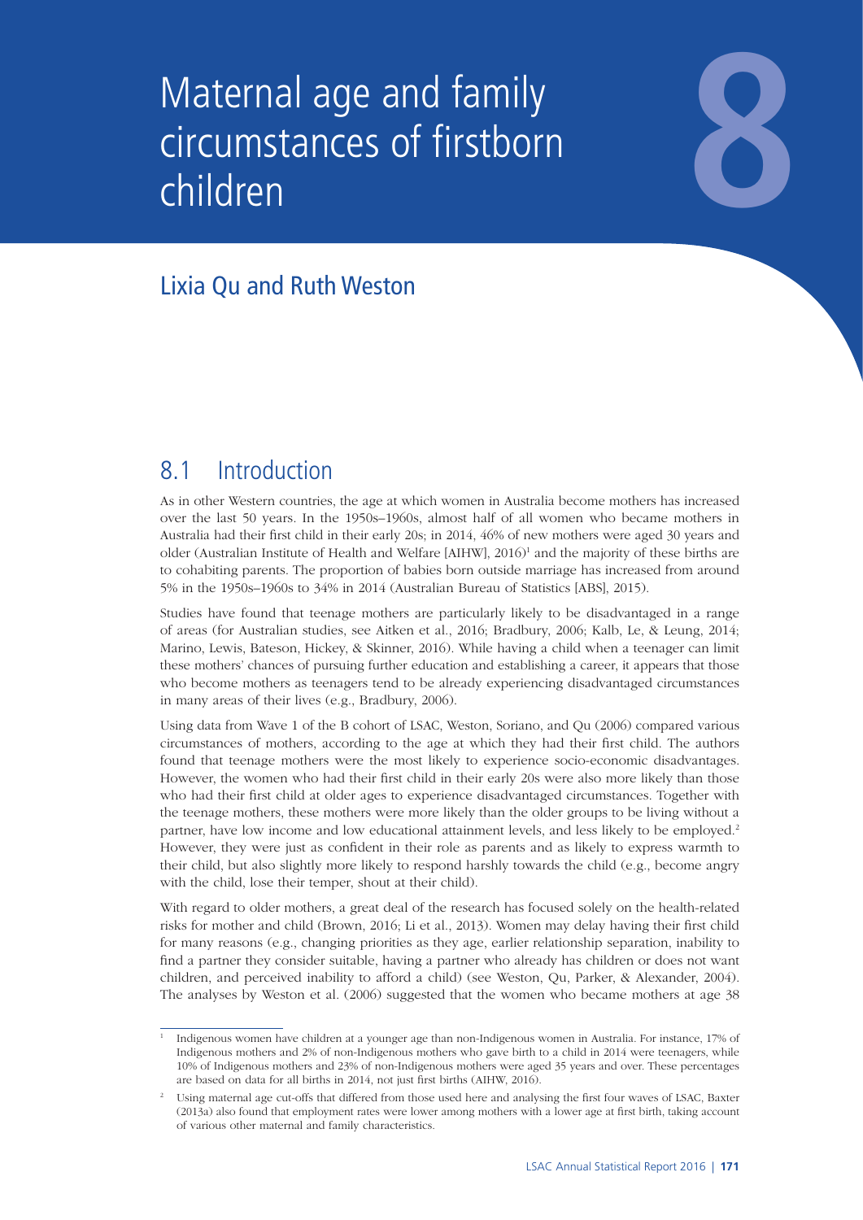# Maternal age and family circumstances of firstborn children

8

## Lixia Qu and Ruth Weston

## 8.1 Introduction

As in other Western countries, the age at which women in Australia become mothers has increased over the last 50 years. In the 1950s–1960s, almost half of all women who became mothers in Australia had their first child in their early 20s; in 2014, 46% of new mothers were aged 30 years and older (Australian Institute of Health and Welfare [AIHW], 2016)[1] and the majority of these births are to cohabiting parents. The proportion of babies born outside marriage has increased from around 5% in the 1950s–1960s to 34% in 2014 (Australian Bureau of Statistics [ABS], 2015).

Studies have found that teenage mothers are particularly likely to be disadvantaged in a range of areas (for Australian studies, see Aitken et al., 2016; Bradbury, 2006; Kalb, Le, & Leung, 2014; Marino, Lewis, Bateson, Hickey, & Skinner, 2016). While having a child when a teenager can limit these mothers' chances of pursuing further education and establishing a career, it appears that those who become mothers as teenagers tend to be already experiencing disadvantaged circumstances in many areas of their lives (e.g., Bradbury, 2006).

Using data from Wave 1 of the B cohort of LSAC, Weston, Soriano, and Qu (2006) compared various circumstances of mothers, according to the age at which they had their first child. The authors found that teenage mothers were the most likely to experience socio-economic disadvantages. However, the women who had their first child in their early 20s were also more likely than those who had their first child at older ages to experience disadvantaged circumstances. Together with the teenage mothers, these mothers were more likely than the older groups to be living without a partner, have low income and low educational attainment levels, and less likely to be employed.[2] However, they were just as confident in their role as parents and as likely to express warmth to their child, but also slightly more likely to respond harshly towards the child (e.g., become angry with the child, lose their temper, shout at their child).

With regard to older mothers, a great deal of the research has focused solely on the health-related risks for mother and child (Brown, 2016; Li et al., 2013). Women may delay having their first child for many reasons (e.g., changing priorities as they age, earlier relationship separation, inability to find a partner they consider suitable, having a partner who already has children or does not want children, and perceived inability to afford a child) (see Weston, Qu, Parker, & Alexander, 2004). The analyses by Weston et al. (2006) suggested that the women who became mothers at age 38

[1] Indigenous women have children at a younger age than non-Indigenous women in Australia. For instance, 17% of Indigenous mothers and 2% of non-Indigenous mothers who gave birth to a child in 2014 were teenagers, while 10% of Indigenous mothers and 23% of non-Indigenous mothers were aged 35 years and over. These percentages are based on data for all births in 2014, not just first births (AIHW, 2016).

[2] Using maternal age cut-offs that differed from those used here and analysing the first four waves of LSAC, Baxter (2013a) also found that employment rates were lower among mothers with a lower age at first birth, taking account of various other maternal and family characteristics.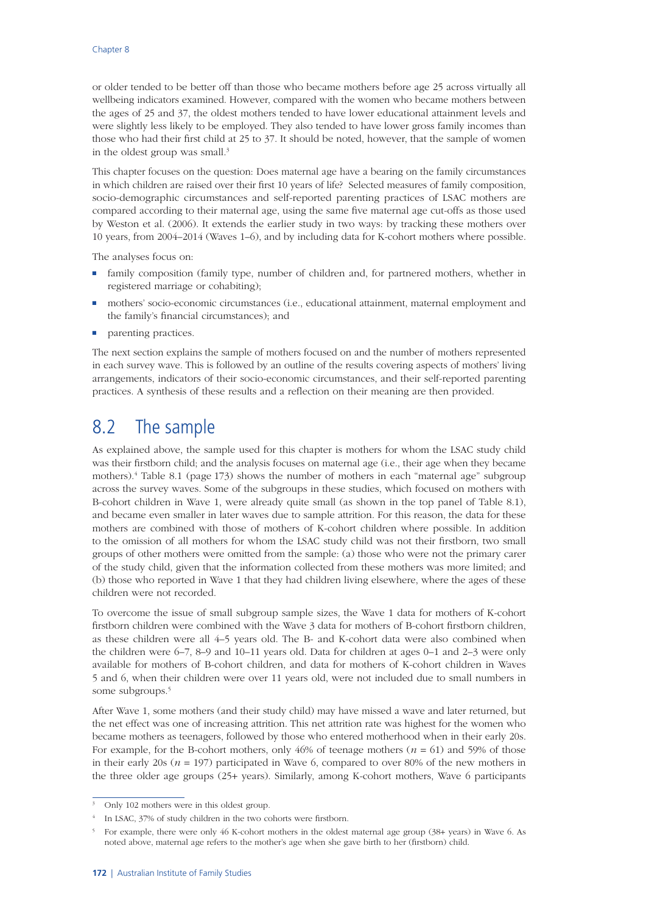or older tended to be better off than those who became mothers before age 25 across virtually all wellbeing indicators examined. However, compared with the women who became mothers between the ages of 25 and 37, the oldest mothers tended to have lower educational attainment levels and were slightly less likely to be employed. They also tended to have lower gross family incomes than those who had their first child at 25 to 37. It should be noted, however, that the sample of women in the oldest group was small.[3]

This chapter focuses on the question: Does maternal age have a bearing on the family circumstances in which children are raised over their first 10 years of life? Selected measures of family composition, socio-demographic circumstances and self-reported parenting practices of LSAC mothers are compared according to their maternal age, using the same five maternal age cut-offs as those used by Weston et al. (2006). It extends the earlier study in two ways: by tracking these mothers over 10 years, from 2004–2014 (Waves 1–6), and by including data for K-cohort mothers where possible.

The analyses focus on:

- family composition (family type, number of children and, for partnered mothers, whether in registered marriage or cohabiting);
- mothers' socio-economic circumstances (i.e., educational attainment, maternal employment and the family's financial circumstances); and
- parenting practices.

The next section explains the sample of mothers focused on and the number of mothers represented in each survey wave. This is followed by an outline of the results covering aspects of mothers' living arrangements, indicators of their socio-economic circumstances, and their self-reported parenting practices. A synthesis of these results and a reflection on their meaning are then provided.

## 8.2 The sample

As explained above, the sample used for this chapter is mothers for whom the LSAC study child was their firstborn child; and the analysis focuses on maternal age (i.e., their age when they became mothers).[4] Table 8.1 (page 173) shows the number of mothers in each "maternal age" subgroup across the survey waves. Some of the subgroups in these studies, which focused on mothers with B-cohort children in Wave 1, were already quite small (as shown in the top panel of Table 8.1), and became even smaller in later waves due to sample attrition. For this reason, the data for these mothers are combined with those of mothers of K-cohort children where possible. In addition to the omission of all mothers for whom the LSAC study child was not their firstborn, two small groups of other mothers were omitted from the sample: (a) those who were not the primary carer of the study child, given that the information collected from these mothers was more limited; and (b) those who reported in Wave 1 that they had children living elsewhere, where the ages of these children were not recorded.

To overcome the issue of small subgroup sample sizes, the Wave 1 data for mothers of K-cohort firstborn children were combined with the Wave 3 data for mothers of B-cohort firstborn children, as these children were all 4–5 years old. The B- and K-cohort data were also combined when the children were 6–7, 8–9 and 10–11 years old. Data for children at ages 0–1 and 2–3 were only available for mothers of B-cohort children, and data for mothers of K-cohort children in Waves 5 and 6, when their children were over 11 years old, were not included due to small numbers in some subgroups.[5]

After Wave 1, some mothers (and their study child) may have missed a wave and later returned, but the net effect was one of increasing attrition. This net attrition rate was highest for the women who became mothers as teenagers, followed by those who entered motherhood when in their early 20s. For example, for the B-cohort mothers, only 46% of teenage mothers ($n$ = 61) and 59% of those in their early 20s ($n$ = 197) participated in Wave 6, compared to over 80% of the new mothers in the three older age groups (25+ years). Similarly, among K-cohort mothers, Wave 6 participants

[3] Only 102 mothers were in this oldest group.

[4] In LSAC, 37% of study children in the two cohorts were firstborn.

[5] For example, there were only 46 K-cohort mothers in the oldest maternal age group (38+ years) in Wave 6. As noted above, maternal age refers to the mother's age when she gave birth to her (firstborn) child.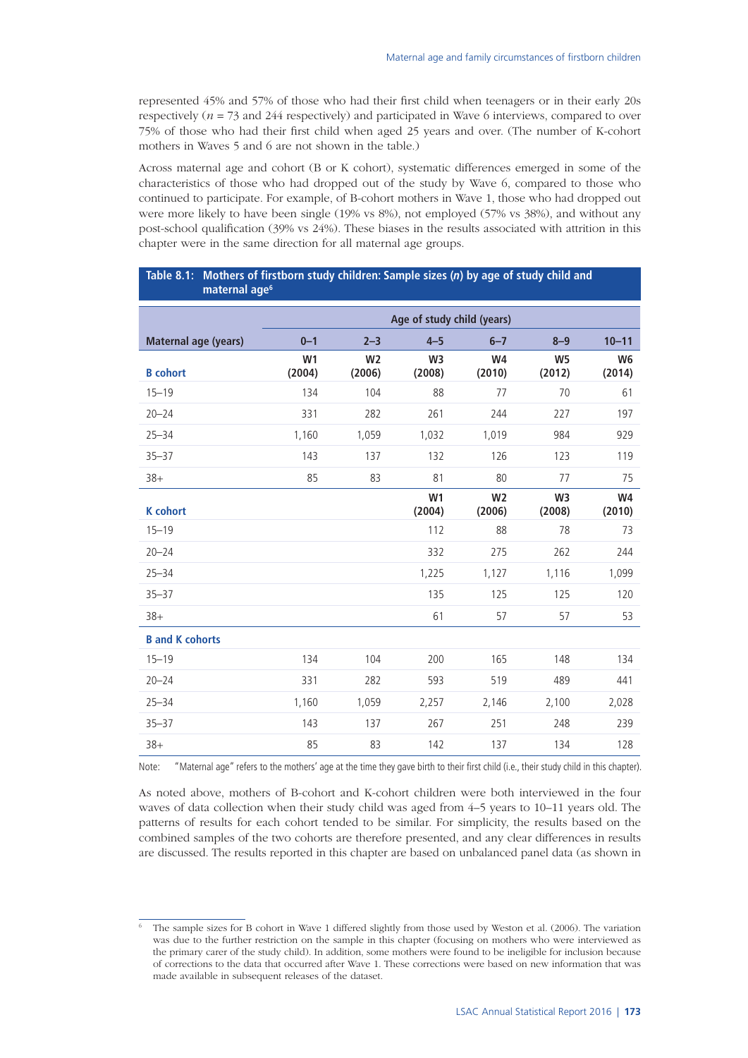represented 45% and 57% of those who had their first child when teenagers or in their early 20s respectively ($n$ = 73 and 244 respectively) and participated in Wave 6 interviews, compared to over 75% of those who had their first child when aged 25 years and over. (The number of K-cohort mothers in Waves 5 and 6 are not shown in the table.)

Across maternal age and cohort (B or K cohort), systematic differences emerged in some of the characteristics of those who had dropped out of the study by Wave 6, compared to those who continued to participate. For example, of B-cohort mothers in Wave 1, those who had dropped out were more likely to have been single (19% vs 8%), not employed (57% vs 38%), and without any post-school qualification (39% vs 24%). These biases in the results associated with attrition in this chapter were in the same direction for all maternal age groups.

**Table 8.1: Mothers of firstborn study children: Sample sizes (*n*) by age of study child and maternal age[6]**

| | Age of study child (years) | | | | | |
|---|---|---|---|---|---|---|
| **Maternal age (years)** | **0–1** | **2–3** | **4–5** | **6–7** | **8–9** | **10–11** |
| **B cohort** | **W1 (2004)** | **W2 (2006)** | **W3 (2008)** | **W4 (2010)** | **W5 (2012)** | **W6 (2014)** |
| 15–19 | 134 | 104 | 88 | 77 | 70 | 61 |
| 20–24 | 331 | 282 | 261 | 244 | 227 | 197 |
| 25–34 | 1,160 | 1,059 | 1,032 | 1,019 | 984 | 929 |
| 35–37 | 143 | 137 | 132 | 126 | 123 | 119 |
| 38+ | 85 | 83 | 81 | 80 | 77 | 75 |
| **K cohort** | | | **W1 (2004)** | **W2 (2006)** | **W3 (2008)** | **W4 (2010)** |
| 15–19 | | | 112 | 88 | 78 | 73 |
| 20–24 | | | 332 | 275 | 262 | 244 |
| 25–34 | | | 1,225 | 1,127 | 1,116 | 1,099 |
| 35–37 | | | 135 | 125 | 125 | 120 |
| 38+ | | | 61 | 57 | 57 | 53 |
| **B and K cohorts** | | | | | | |
| 15–19 | 134 | 104 | 200 | 165 | 148 | 134 |
| 20–24 | 331 | 282 | 593 | 519 | 489 | 441 |
| 25–34 | 1,160 | 1,059 | 2,257 | 2,146 | 2,100 | 2,028 |
| 35–37 | 143 | 137 | 267 | 251 | 248 | 239 |
| 38+ | 85 | 83 | 142 | 137 | 134 | 128 |

Note: "Maternal age" refers to the mothers' age at the time they gave birth to their first child (i.e., their study child in this chapter).

As noted above, mothers of B-cohort and K-cohort children were both interviewed in the four waves of data collection when their study child was aged from 4–5 years to 10–11 years old. The patterns of results for each cohort tended to be similar. For simplicity, the results based on the combined samples of the two cohorts are therefore presented, and any clear differences in results are discussed. The results reported in this chapter are based on unbalanced panel data (as shown in

[6] The sample sizes for B cohort in Wave 1 differed slightly from those used by Weston et al. (2006). The variation was due to the further restriction on the sample in this chapter (focusing on mothers who were interviewed as the primary carer of the study child). In addition, some mothers were found to be ineligible for inclusion because of corrections to the data that occurred after Wave 1. These corrections were based on new information that was made available in subsequent releases of the dataset.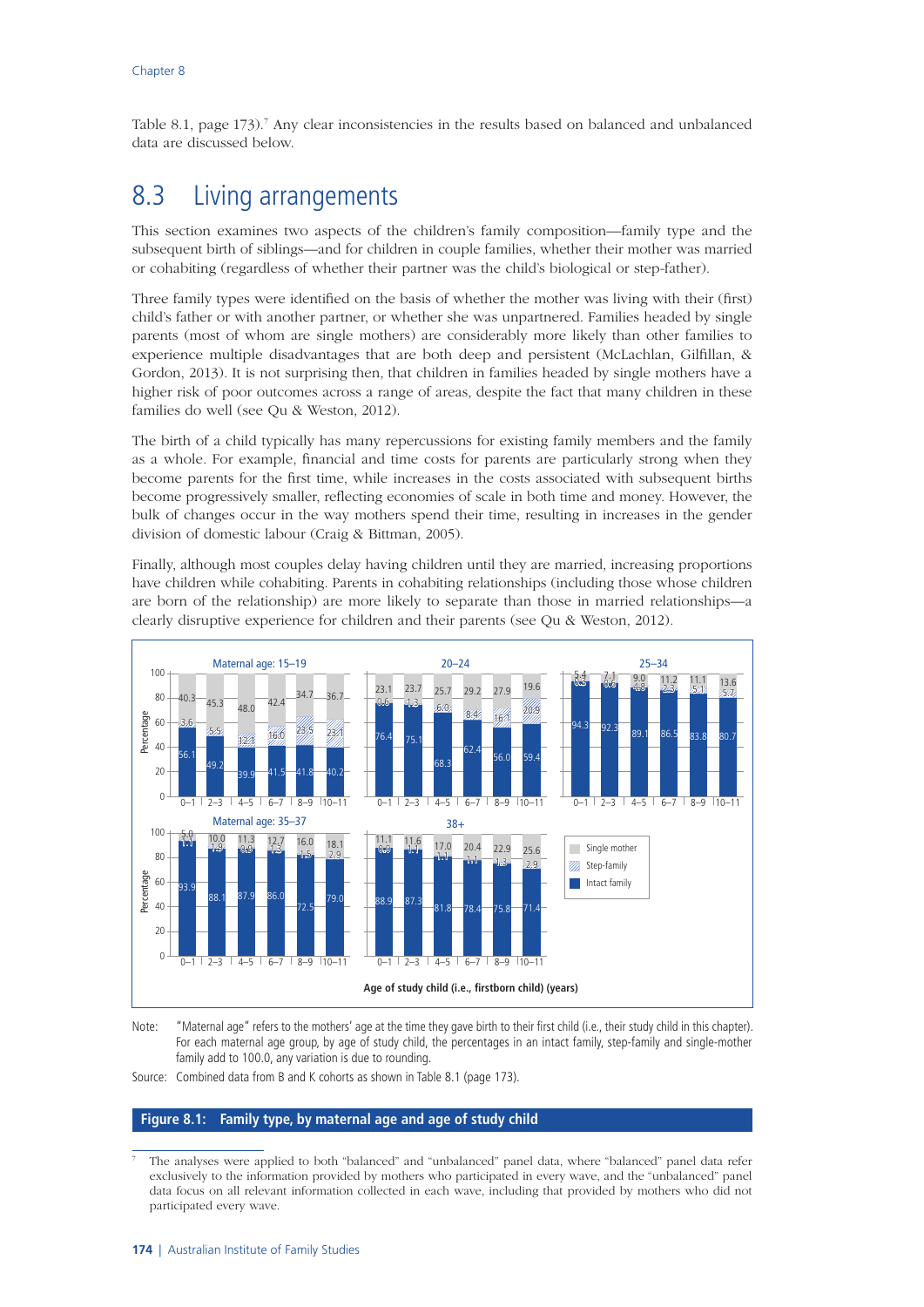Table 8.1, page 173).[7] Any clear inconsistencies in the results based on balanced and unbalanced data are discussed below.

## 8.3 Living arrangements

This section examines two aspects of the children's family composition—family type and the subsequent birth of siblings—and for children in couple families, whether their mother was married or cohabiting (regardless of whether their partner was the child's biological or step-father).

Three family types were identified on the basis of whether the mother was living with their (first) child's father or with another partner, or whether she was unpartnered. Families headed by single parents (most of whom are single mothers) are considerably more likely than other families to experience multiple disadvantages that are both deep and persistent (McLachlan, Gilfillan, & Gordon, 2013). It is not surprising then, that children in families headed by single mothers have a higher risk of poor outcomes across a range of areas, despite the fact that many children in these families do well (see Qu & Weston, 2012).

The birth of a child typically has many repercussions for existing family members and the family as a whole. For example, financial and time costs for parents are particularly strong when they become parents for the first time, while increases in the costs associated with subsequent births become progressively smaller, reflecting economies of scale in both time and money. However, the bulk of changes occur in the way mothers spend their time, resulting in increases in the gender division of domestic labour (Craig & Bittman, 2005).

Finally, although most couples delay having children until they are married, increasing proportions have children while cohabiting. Parents in cohabiting relationships (including those whose children are born of the relationship) are more likely to separate than those in married relationships—a clearly disruptive experience for children and their parents (see Qu & Weston, 2012).

| Maternal age | Age of study child (years) | Intact family (%) | Step-family (%) | Single mother (%) |
|---|---|---|---|---|
| 15–19 | 0–1 | 56.1 | 3.6 | 40.3 |
| | 2–3 | 49.2 | 5.5 | 45.3 |
| | 4–5 | 39.9 | 12.1 | 48.0 |
| | 6–7 | 41.5 | 16.0 | 42.4 |
| | 8–9 | 41.8 | 23.5 | 34.7 |
| | 10–11 | 40.2 | 23.1 | 36.7 |
| 20–24 | 0–1 | 76.4 | 0.6 | 23.1 |
| | 2–3 | 75.1 | 1.3 | 23.7 |
| | 4–5 | 68.3 | 6.0 | 25.7 |
| | 6–7 | 62.4 | 8.4 | 29.2 |
| | 8–9 | 56.0 | 16.1 | 27.9 |
| | 10–11 | 59.4 | 20.9 | 19.6 |
| 25–34 | 0–1 | 94.3 | 0.3 | 5.4 |
| | 2–3 | 92.3 | 0.6 | 7.1 |
| | 4–5 | 89.1 | 1.8 | 9.0 |
| | 6–7 | 86.5 | 2.3 | 11.2 |
| | 8–9 | 83.8 | 5.1 | 11.1 |
| | 10–11 | 80.7 | 5.7 | 13.6 |
| 35–37 | 0–1 | 93.9 | 1.1 | 5.0 |
| | 2–3 | 88.1 | 1.9 | 10.0 |
| | 4–5 | 87.9 | 0.9 | 11.3 |
| | 6–7 | 86.0 | 1.3 | 12.7 |
| | 8–9 | 72.5 | 11.5 | 16.0 |
| | 10–11 | 79.0 | 2.9 | 18.1 |
| 38+ | 0–1 | 88.9 | 0.0 | 11.1 |
| | 2–3 | 87.3 | 1.1 | 11.6 |
| | 4–5 | 81.8 | 1.1 | 17.0 |
| | 6–7 | 78.4 | 1.1 | 20.4 |
| | 8–9 | 75.8 | 1.3 | 22.9 |
| | 10–11 | 71.4 | 2.9 | 25.6 |

Note: "Maternal age" refers to the mothers' age at the time they gave birth to their first child (i.e., their study child in this chapter). For each maternal age group, by age of study child, the percentages in an intact family, step-family and single-mother family add to 100.0, any variation is due to rounding.

Source: Combined data from B and K cohorts as shown in Table 8.1 (page 173).

**Figure 8.1: Family type, by maternal age and age of study child**

[7] The analyses were applied to both "balanced" and "unbalanced" panel data, where "balanced" panel data refer exclusively to the information provided by mothers who participated in every wave, and the "unbalanced" panel data focus on all relevant information collected in each wave, including that provided by mothers who did not participated every wave.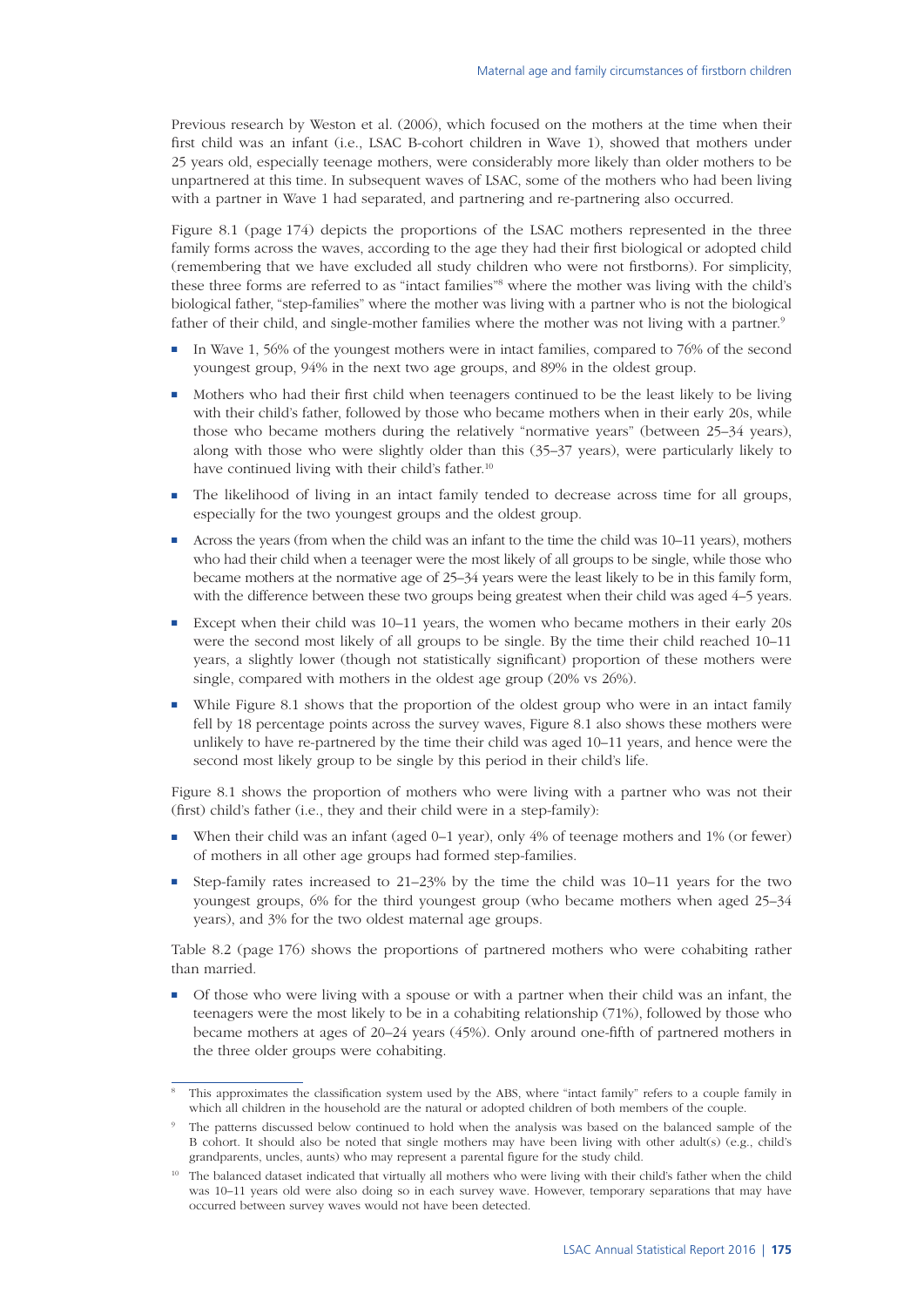Previous research by Weston et al. (2006), which focused on the mothers at the time when their first child was an infant (i.e., LSAC B-cohort children in Wave 1), showed that mothers under 25 years old, especially teenage mothers, were considerably more likely than older mothers to be unpartnered at this time. In subsequent waves of LSAC, some of the mothers who had been living with a partner in Wave 1 had separated, and partnering and re-partnering also occurred.

Figure 8.1 (page 174) depicts the proportions of the LSAC mothers represented in the three family forms across the waves, according to the age they had their first biological or adopted child (remembering that we have excluded all study children who were not firstborns). For simplicity, these three forms are referred to as "intact families"[8] where the mother was living with the child's biological father, "step-families" where the mother was living with a partner who is not the biological father of their child, and single-mother families where the mother was not living with a partner.[9]

- In Wave 1, 56% of the youngest mothers were in intact families, compared to 76% of the second youngest group, 94% in the next two age groups, and 89% in the oldest group.
- Mothers who had their first child when teenagers continued to be the least likely to be living with their child's father, followed by those who became mothers when in their early 20s, while those who became mothers during the relatively "normative years" (between 25–34 years), along with those who were slightly older than this (35–37 years), were particularly likely to have continued living with their child's father.[10]
- The likelihood of living in an intact family tended to decrease across time for all groups, especially for the two youngest groups and the oldest group.
- Across the years (from when the child was an infant to the time the child was 10–11 years), mothers who had their child when a teenager were the most likely of all groups to be single, while those who became mothers at the normative age of 25–34 years were the least likely to be in this family form, with the difference between these two groups being greatest when their child was aged 4–5 years.
- Except when their child was 10–11 years, the women who became mothers in their early 20s were the second most likely of all groups to be single. By the time their child reached 10–11 years, a slightly lower (though not statistically significant) proportion of these mothers were single, compared with mothers in the oldest age group (20% vs 26%).
- While Figure 8.1 shows that the proportion of the oldest group who were in an intact family fell by 18 percentage points across the survey waves, Figure 8.1 also shows these mothers were unlikely to have re-partnered by the time their child was aged 10–11 years, and hence were the second most likely group to be single by this period in their child's life.

Figure 8.1 shows the proportion of mothers who were living with a partner who was not their (first) child's father (i.e., they and their child were in a step-family):

- When their child was an infant (aged 0–1 year), only 4% of teenage mothers and 1% (or fewer) of mothers in all other age groups had formed step-families.
- Step-family rates increased to 21–23% by the time the child was 10–11 years for the two youngest groups, 6% for the third youngest group (who became mothers when aged 25–34 years), and 3% for the two oldest maternal age groups.

Table 8.2 (page 176) shows the proportions of partnered mothers who were cohabiting rather than married.

- Of those who were living with a spouse or with a partner when their child was an infant, the teenagers were the most likely to be in a cohabiting relationship (71%), followed by those who became mothers at ages of 20–24 years (45%). Only around one-fifth of partnered mothers in the three older groups were cohabiting.

---

[8] This approximates the classification system used by the ABS, where "intact family" refers to a couple family in which all children in the household are the natural or adopted children of both members of the couple.

[9] The patterns discussed below continued to hold when the analysis was based on the balanced sample of the B cohort. It should also be noted that single mothers may have been living with other adult(s) (e.g., child's grandparents, uncles, aunts) who may represent a parental figure for the study child.

[10] The balanced dataset indicated that virtually all mothers who were living with their child's father when the child was 10–11 years old were also doing so in each survey wave. However, temporary separations that may have occurred between survey waves would not have been detected.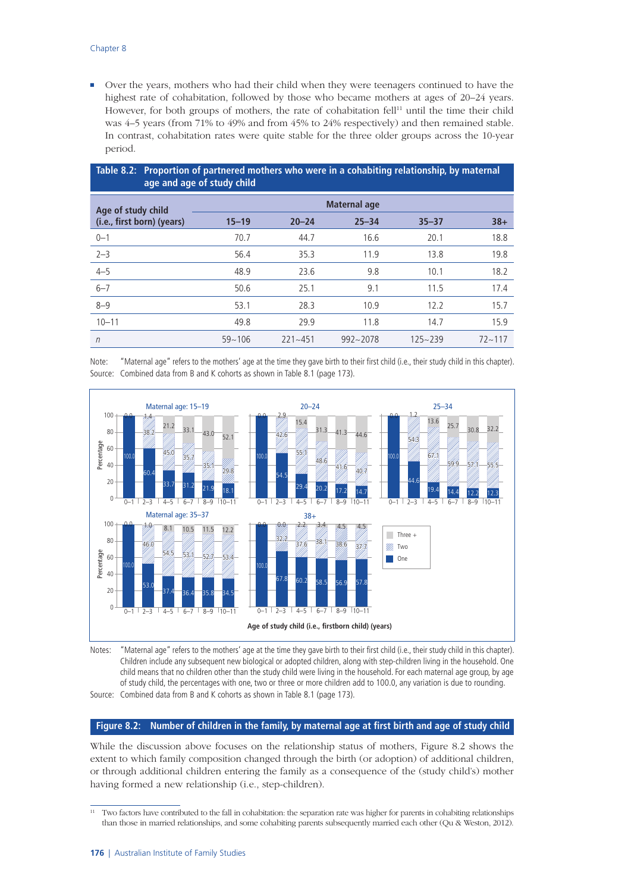- Over the years, mothers who had their child when they were teenagers continued to have the highest rate of cohabitation, followed by those who became mothers at ages of 20–24 years. However, for both groups of mothers, the rate of cohabitation fell[11] until the time their child was 4–5 years (from 71% to 49% and from 45% to 24% respectively) and then remained stable. In contrast, cohabitation rates were quite stable for the three older groups across the 10-year period.

**Table 8.2: Proportion of partnered mothers who were in a cohabiting relationship, by maternal age and age of study child**

| Age of study child (i.e., first born) (years) | Maternal age | | | | |
|---|---|---|---|---|---|
| | 15–19 | 20–24 | 25–34 | 35–37 | 38+ |
| 0–1 | 70.7 | 44.7 | 16.6 | 20.1 | 18.8 |
| 2–3 | 56.4 | 35.3 | 11.9 | 13.8 | 19.8 |
| 4–5 | 48.9 | 23.6 | 9.8 | 10.1 | 18.2 |
| 6–7 | 50.6 | 25.1 | 9.1 | 11.5 | 17.4 |
| 8–9 | 53.1 | 28.3 | 10.9 | 12.2 | 15.7 |
| 10–11 | 49.8 | 29.9 | 11.8 | 14.7 | 15.9 |
| *n* | 59~106 | 221~451 | 992~2078 | 125~239 | 72~117 |

Note: "Maternal age" refers to the mothers' age at the time they gave birth to their first child (i.e., their study child in this chapter).
Source: Combined data from B and K cohorts as shown in Table 8.1 (page 173).

Notes: "Maternal age" refers to the mothers' age at the time they gave birth to their first child (i.e., their study child in this chapter). Children include any subsequent new biological or adopted children, along with step-children living in the household. One child means that no children other than the study child were living in the household. For each maternal age group, by age of study child, the percentages with one, two or three or more children add to 100.0, any variation is due to rounding.
Source: Combined data from B and K cohorts as shown in Table 8.1 (page 173).

**Figure 8.2: Number of children in the family, by maternal age at first birth and age of study child**

While the discussion above focuses on the relationship status of mothers, Figure 8.2 shows the extent to which family composition changed through the birth (or adoption) of additional children, or through additional children entering the family as a consequence of the (study child's) mother having formed a new relationship (i.e., step-children).

[11] Two factors have contributed to the fall in cohabitation: the separation rate was higher for parents in cohabiting relationships than those in married relationships, and some cohabiting parents subsequently married each other (Qu & Weston, 2012).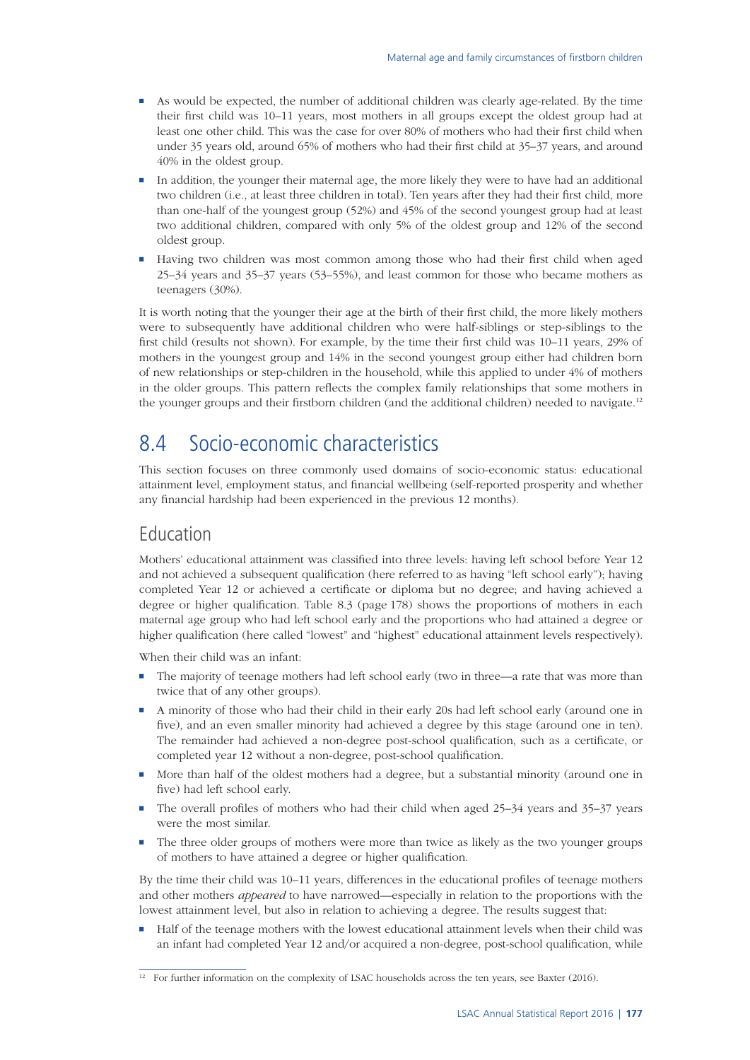- As would be expected, the number of additional children was clearly age-related. By the time their first child was 10–11 years, most mothers in all groups except the oldest group had at least one other child. This was the case for over 80% of mothers who had their first child when under 35 years old, around 65% of mothers who had their first child at 35–37 years, and around 40% in the oldest group.
- In addition, the younger their maternal age, the more likely they were to have had an additional two children (i.e., at least three children in total). Ten years after they had their first child, more than one-half of the youngest group (52%) and 45% of the second youngest group had at least two additional children, compared with only 5% of the oldest group and 12% of the second oldest group.
- Having two children was most common among those who had their first child when aged 25–34 years and 35–37 years (53–55%), and least common for those who became mothers as teenagers (30%).

It is worth noting that the younger their age at the birth of their first child, the more likely mothers were to subsequently have additional children who were half-siblings or step-siblings to the first child (results not shown). For example, by the time their first child was 10–11 years, 29% of mothers in the youngest group and 14% in the second youngest group either had children born of new relationships or step-children in the household, while this applied to under 4% of mothers in the older groups. This pattern reflects the complex family relationships that some mothers in the younger groups and their firstborn children (and the additional children) needed to navigate.[12]

## 8.4 Socio-economic characteristics

This section focuses on three commonly used domains of socio-economic status: educational attainment level, employment status, and financial wellbeing (self-reported prosperity and whether any financial hardship had been experienced in the previous 12 months).

### Education

Mothers' educational attainment was classified into three levels: having left school before Year 12 and not achieved a subsequent qualification (here referred to as having "left school early"); having completed Year 12 or achieved a certificate or diploma but no degree; and having achieved a degree or higher qualification. Table 8.3 (page 178) shows the proportions of mothers in each maternal age group who had left school early and the proportions who had attained a degree or higher qualification (here called "lowest" and "highest" educational attainment levels respectively).

When their child was an infant:

- The majority of teenage mothers had left school early (two in three—a rate that was more than twice that of any other groups).
- A minority of those who had their child in their early 20s had left school early (around one in five), and an even smaller minority had achieved a degree by this stage (around one in ten). The remainder had achieved a non-degree post-school qualification, such as a certificate, or completed year 12 without a non-degree, post-school qualification.
- More than half of the oldest mothers had a degree, but a substantial minority (around one in five) had left school early.
- The overall profiles of mothers who had their child when aged 25–34 years and 35–37 years were the most similar.
- The three older groups of mothers were more than twice as likely as the two younger groups of mothers to have attained a degree or higher qualification.

By the time their child was 10–11 years, differences in the educational profiles of teenage mothers and other mothers *appeared* to have narrowed—especially in relation to the proportions with the lowest attainment level, but also in relation to achieving a degree. The results suggest that:

- Half of the teenage mothers with the lowest educational attainment levels when their child was an infant had completed Year 12 and/or acquired a non-degree, post-school qualification, while

[12] For further information on the complexity of LSAC households across the ten years, see Baxter (2016).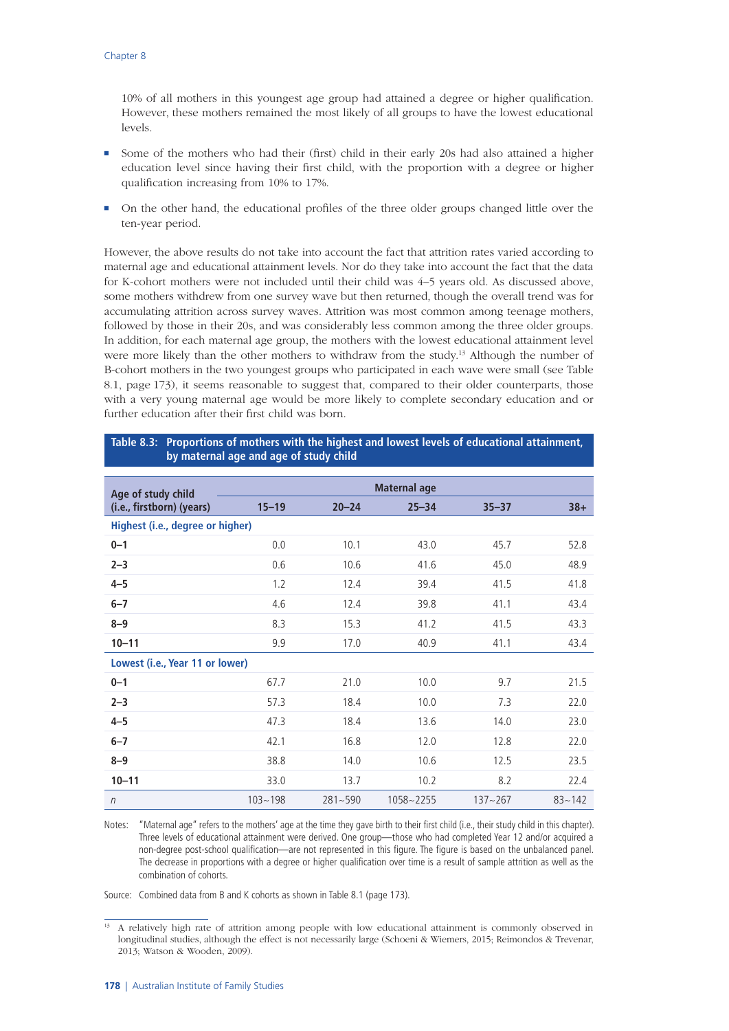10% of all mothers in this youngest age group had attained a degree or higher qualification. However, these mothers remained the most likely of all groups to have the lowest educational levels.

- Some of the mothers who had their (first) child in their early 20s had also attained a higher education level since having their first child, with the proportion with a degree or higher qualification increasing from 10% to 17%.
- On the other hand, the educational profiles of the three older groups changed little over the ten-year period.

However, the above results do not take into account the fact that attrition rates varied according to maternal age and educational attainment levels. Nor do they take into account the fact that the data for K-cohort mothers were not included until their child was 4–5 years old. As discussed above, some mothers withdrew from one survey wave but then returned, though the overall trend was for accumulating attrition across survey waves. Attrition was most common among teenage mothers, followed by those in their 20s, and was considerably less common among the three older groups. In addition, for each maternal age group, the mothers with the lowest educational attainment level were more likely than the other mothers to withdraw from the study.[13] Although the number of B-cohort mothers in the two youngest groups who participated in each wave were small (see Table 8.1, page 173), it seems reasonable to suggest that, compared to their older counterparts, those with a very young maternal age would be more likely to complete secondary education and or further education after their first child was born.

**Table 8.3: Proportions of mothers with the highest and lowest levels of educational attainment, by maternal age and age of study child**

| Age of study child (i.e., firstborn) (years) | Maternal age | | | | |
|---|---|---|---|---|---|
| | 15–19 | 20–24 | 25–34 | 35–37 | 38+ |
| **Highest (i.e., degree or higher)** | | | | | |
| **0–1** | 0.0 | 10.1 | 43.0 | 45.7 | 52.8 |
| **2–3** | 0.6 | 10.6 | 41.6 | 45.0 | 48.9 |
| **4–5** | 1.2 | 12.4 | 39.4 | 41.5 | 41.8 |
| **6–7** | 4.6 | 12.4 | 39.8 | 41.1 | 43.4 |
| **8–9** | 8.3 | 15.3 | 41.2 | 41.5 | 43.3 |
| **10–11** | 9.9 | 17.0 | 40.9 | 41.1 | 43.4 |
| **Lowest (i.e., Year 11 or lower)** | | | | | |
| **0–1** | 67.7 | 21.0 | 10.0 | 9.7 | 21.5 |
| **2–3** | 57.3 | 18.4 | 10.0 | 7.3 | 22.0 |
| **4–5** | 47.3 | 18.4 | 13.6 | 14.0 | 23.0 |
| **6–7** | 42.1 | 16.8 | 12.0 | 12.8 | 22.0 |
| **8–9** | 38.8 | 14.0 | 10.6 | 12.5 | 23.5 |
| **10–11** | 33.0 | 13.7 | 10.2 | 8.2 | 22.4 |
| *n* | 103~198 | 281~590 | 1058~2255 | 137~267 | 83~142 |

Notes: "Maternal age" refers to the mothers' age at the time they gave birth to their first child (i.e., their study child in this chapter). Three levels of educational attainment were derived. One group—those who had completed Year 12 and/or acquired a non-degree post-school qualification—are not represented in this figure. The figure is based on the unbalanced panel. The decrease in proportions with a degree or higher qualification over time is a result of sample attrition as well as the combination of cohorts.

Source: Combined data from B and K cohorts as shown in Table 8.1 (page 173).

[13] A relatively high rate of attrition among people with low educational attainment is commonly observed in longitudinal studies, although the effect is not necessarily large (Schoeni & Wiemers, 2015; Reimondos & Trevenar, 2013; Watson & Wooden, 2009).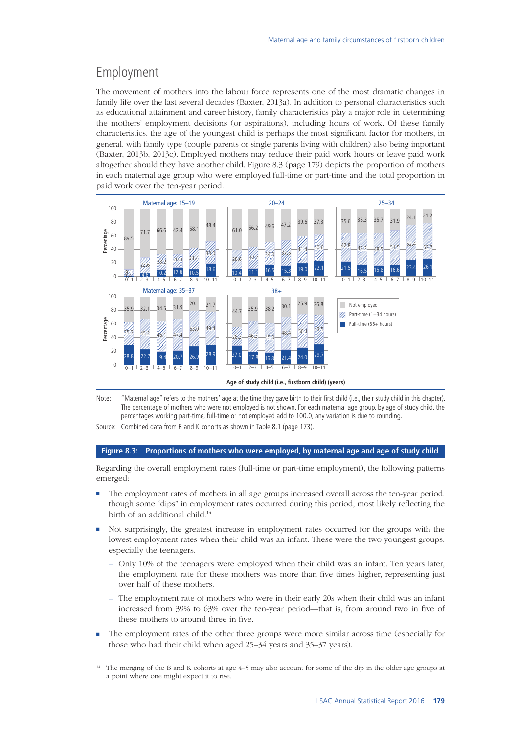## Employment

The movement of mothers into the labour force represents one of the most dramatic changes in family life over the last several decades (Baxter, 2013a). In addition to personal characteristics such as educational attainment and career history, family characteristics play a major role in determining the mothers' employment decisions (or aspirations), including hours of work. Of these family characteristics, the age of the youngest child is perhaps the most significant factor for mothers, in general, with family type (couple parents or single parents living with children) also being important (Baxter, 2013b, 2013c). Employed mothers may reduce their paid work hours or leave paid work altogether should they have another child. Figure 8.3 (page 179) depicts the proportion of mothers in each maternal age group who were employed full-time or part-time and the total proportion in paid work over the ten-year period.

| Maternal age | Age of study child (years) | Not employed (%) | Part-time (1–34 hours) (%) | Full-time (35+ hours) (%) |
|---|---|---|---|---|
| 15–19 | 0–1 | 89.5 | 9.1 | |
| | 2–3 | 71.7 | 23.6 | 4.6 |
| | 4–5 | 66.6 | 23.2 | 10.2 |
| | 6–7 | 42.4 | 20.3 | 12.8 |
| | 8–9 | 58.1 | 31.4 | 10.5 |
| | 10–11 | 48.4 | 33.0 | 18.6 |
| 20–24 | 0–1 | 61.0 | 28.6 | 10.4 |
| | 2–3 | 56.2 | 32.7 | 11.1 |
| | 4–5 | 49.6 | 34.0 | 16.5 |
| | 6–7 | 47.2 | 37.5 | 15.3 |
| | 8–9 | 39.6 | 41.4 | 19.0 |
| | 10–11 | 37.3 | 40.6 | 22.1 |
| 25–34 | 0–1 | 35.6 | 42.8 | 21.5 |
| | 2–3 | 35.3 | 48.2 | 16.5 |
| | 4–5 | 35.7 | 48.5 | 15.8 |
| | 6–7 | 31.9 | 51.5 | 16.6 |
| | 8–9 | 24.1 | 52.4 | 23.4 |
| | 10–11 | 21.2 | 52.7 | 26.1 |
| 35–37 | 0–1 | 35.9 | 35.3 | 28.8 |
| | 2–3 | 32.1 | 45.2 | 22.7 |
| | 4–5 | 34.5 | 46.1 | 19.4 |
| | 6–7 | 31.9 | 47.4 | 20.7 |
| | 8–9 | 20.1 | 53.0 | 26.9 |
| | 10–11 | 21.7 | 49.4 | 28.9 |
| 38+ | 0–1 | 44.7 | 28.3 | 27.0 |
| | 2–3 | 35.9 | 46.3 | 17.8 |
| | 4–5 | 38.2 | 45.0 | 16.8 |
| | 6–7 | 30.1 | 48.4 | 21.4 |
| | 8–9 | 25.9 | 50.1 | 24.0 |
| | 10–11 | 26.8 | 43.5 | 29.7 |

Age of study child (i.e., firstborn child) (years)

Note: "Maternal age" refers to the mothers' age at the time they gave birth to their first child (i.e., their study child in this chapter). The percentage of mothers who were not employed is not shown. For each maternal age group, by age of study child, the percentages working part-time, full-time or not employed add to 100.0, any variation is due to rounding.

Source: Combined data from B and K cohorts as shown in Table 8.1 (page 173).

**Figure 8.3: Proportions of mothers who were employed, by maternal age and age of study child**

Regarding the overall employment rates (full-time or part-time employment), the following patterns emerged:

- The employment rates of mothers in all age groups increased overall across the ten-year period, though some "dips" in employment rates occurred during this period, most likely reflecting the birth of an additional child.[14]
- Not surprisingly, the greatest increase in employment rates occurred for the groups with the lowest employment rates when their child was an infant. These were the two youngest groups, especially the teenagers.
  - Only 10% of the teenagers were employed when their child was an infant. Ten years later, the employment rate for these mothers was more than five times higher, representing just over half of these mothers.
  - The employment rate of mothers who were in their early 20s when their child was an infant increased from 39% to 63% over the ten-year period—that is, from around two in five of these mothers to around three in five.
- The employment rates of the other three groups were more similar across time (especially for those who had their child when aged 25–34 years and 35–37 years).

[14] The merging of the B and K cohorts at age 4–5 may also account for some of the dip in the older age groups at a point where one might expect it to rise.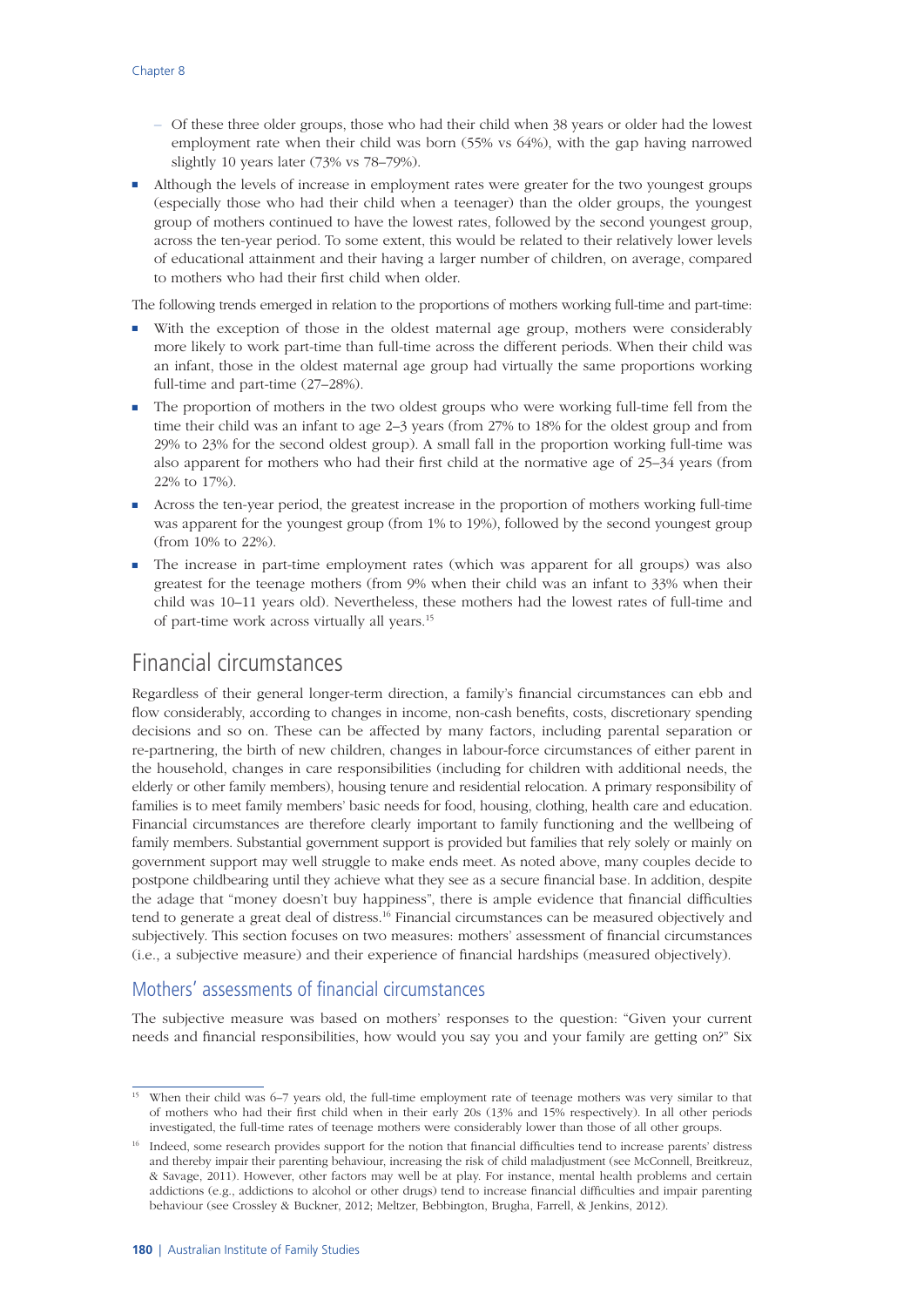- Of these three older groups, those who had their child when 38 years or older had the lowest employment rate when their child was born (55% vs 64%), with the gap having narrowed slightly 10 years later (73% vs 78–79%).

- Although the levels of increase in employment rates were greater for the two youngest groups (especially those who had their child when a teenager) than the older groups, the youngest group of mothers continued to have the lowest rates, followed by the second youngest group, across the ten-year period. To some extent, this would be related to their relatively lower levels of educational attainment and their having a larger number of children, on average, compared to mothers who had their first child when older.

The following trends emerged in relation to the proportions of mothers working full-time and part-time:

- With the exception of those in the oldest maternal age group, mothers were considerably more likely to work part-time than full-time across the different periods. When their child was an infant, those in the oldest maternal age group had virtually the same proportions working full-time and part-time (27–28%).
- The proportion of mothers in the two oldest groups who were working full-time fell from the time their child was an infant to age 2–3 years (from 27% to 18% for the oldest group and from 29% to 23% for the second oldest group). A small fall in the proportion working full-time was also apparent for mothers who had their first child at the normative age of 25–34 years (from 22% to 17%).
- Across the ten-year period, the greatest increase in the proportion of mothers working full-time was apparent for the youngest group (from 1% to 19%), followed by the second youngest group (from 10% to 22%).
- The increase in part-time employment rates (which was apparent for all groups) was also greatest for the teenage mothers (from 9% when their child was an infant to 33% when their child was 10–11 years old). Nevertheless, these mothers had the lowest rates of full-time and of part-time work across virtually all years.[15]

## Financial circumstances

Regardless of their general longer-term direction, a family's financial circumstances can ebb and flow considerably, according to changes in income, non-cash benefits, costs, discretionary spending decisions and so on. These can be affected by many factors, including parental separation or re-partnering, the birth of new children, changes in labour-force circumstances of either parent in the household, changes in care responsibilities (including for children with additional needs, the elderly or other family members), housing tenure and residential relocation. A primary responsibility of families is to meet family members' basic needs for food, housing, clothing, health care and education. Financial circumstances are therefore clearly important to family functioning and the wellbeing of family members. Substantial government support is provided but families that rely solely or mainly on government support may well struggle to make ends meet. As noted above, many couples decide to postpone childbearing until they achieve what they see as a secure financial base. In addition, despite the adage that "money doesn't buy happiness", there is ample evidence that financial difficulties tend to generate a great deal of distress.[16] Financial circumstances can be measured objectively and subjectively. This section focuses on two measures: mothers' assessment of financial circumstances (i.e., a subjective measure) and their experience of financial hardships (measured objectively).

### Mothers' assessments of financial circumstances

The subjective measure was based on mothers' responses to the question: "Given your current needs and financial responsibilities, how would you say you and your family are getting on?" Six

---

[15] When their child was 6–7 years old, the full-time employment rate of teenage mothers was very similar to that of mothers who had their first child when in their early 20s (13% and 15% respectively). In all other periods investigated, the full-time rates of teenage mothers were considerably lower than those of all other groups.

[16] Indeed, some research provides support for the notion that financial difficulties tend to increase parents' distress and thereby impair their parenting behaviour, increasing the risk of child maladjustment (see McConnell, Breitkreuz, & Savage, 2011). However, other factors may well be at play. For instance, mental health problems and certain addictions (e.g., addictions to alcohol or other drugs) tend to increase financial difficulties and impair parenting behaviour (see Crossley & Buckner, 2012; Meltzer, Bebbington, Brugha, Farrell, & Jenkins, 2012).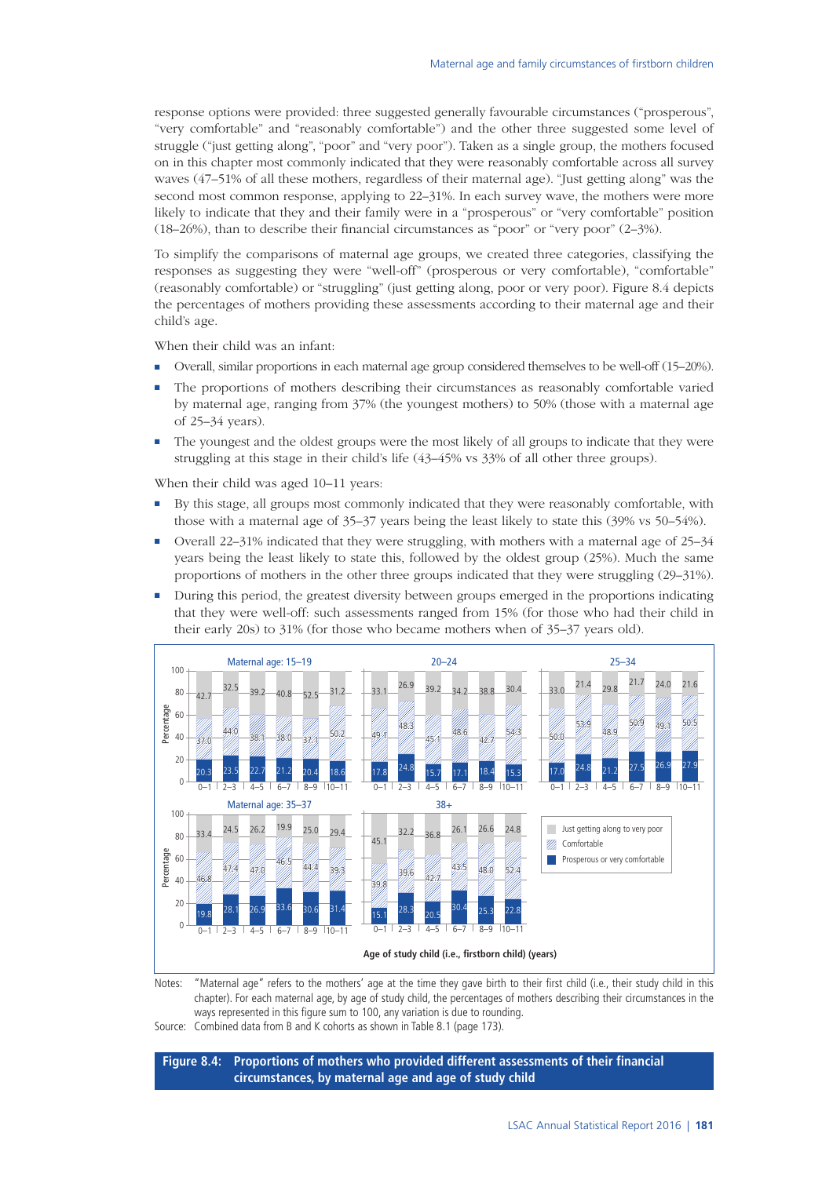response options were provided: three suggested generally favourable circumstances ("prosperous", "very comfortable" and "reasonably comfortable") and the other three suggested some level of struggle ("just getting along", "poor" and "very poor"). Taken as a single group, the mothers focused on in this chapter most commonly indicated that they were reasonably comfortable across all survey waves (47–51% of all these mothers, regardless of their maternal age). "Just getting along" was the second most common response, applying to 22–31%. In each survey wave, the mothers were more likely to indicate that they and their family were in a "prosperous" or "very comfortable" position (18–26%), than to describe their financial circumstances as "poor" or "very poor" (2–3%).

To simplify the comparisons of maternal age groups, we created three categories, classifying the responses as suggesting they were "well-off" (prosperous or very comfortable), "comfortable" (reasonably comfortable) or "struggling" (just getting along, poor or very poor). Figure 8.4 depicts the percentages of mothers providing these assessments according to their maternal age and their child's age.

When their child was an infant:

- Overall, similar proportions in each maternal age group considered themselves to be well-off (15–20%).
- The proportions of mothers describing their circumstances as reasonably comfortable varied by maternal age, ranging from 37% (the youngest mothers) to 50% (those with a maternal age of 25–34 years).
- The youngest and the oldest groups were the most likely of all groups to indicate that they were struggling at this stage in their child's life (43–45% vs 33% of all other three groups).

When their child was aged 10–11 years:

- By this stage, all groups most commonly indicated that they were reasonably comfortable, with those with a maternal age of 35–37 years being the least likely to state this (39% vs 50–54%).
- Overall 22–31% indicated that they were struggling, with mothers with a maternal age of 25–34 years being the least likely to state this, followed by the oldest group (25%). Much the same proportions of mothers in the other three groups indicated that they were struggling (29–31%).
- During this period, the greatest diversity between groups emerged in the proportions indicating that they were well-off: such assessments ranged from 15% (for those who had their child in their early 20s) to 31% (for those who became mothers when of 35–37 years old).

| Maternal age | Assessment | 0–1 | 2–3 | 4–5 | 6–7 | 8–9 | 10–11 |
|---|---|---|---|---|---|---|---|
| 15–19 | Just getting along to very poor | 42.7 | 32.5 | 39.2 | 40.8 | 42.5 | 31.2 |
| | Comfortable | 37.0 | 44.0 | 38.1 | 38.0 | 37.1 | 50.2 |
| | Prosperous or very comfortable | 20.3 | 23.5 | 22.7 | 21.2 | 20.4 | 18.6 |
| 20–24 | Just getting along to very poor | 33.1 | 26.9 | 39.2 | 34.2 | 38.8 | 30.4 |
| | Comfortable | 49.1 | 48.3 | 45.1 | 48.6 | 42.7 | 54.3 |
| | Prosperous or very comfortable | 17.8 | 24.8 | 15.7 | 17.1 | 18.4 | 15.3 |
| 25–34 | Just getting along to very poor | 33.0 | 21.4 | 29.8 | 21.7 | 24.0 | 21.6 |
| | Comfortable | 50.0 | 53.9 | 48.9 | 50.9 | 49.1 | 50.5 |
| | Prosperous or very comfortable | 17.0 | 24.8 | 21.2 | 27.5 | 26.9 | 27.9 |
| 35–37 | Just getting along to very poor | 33.4 | 24.5 | 26.2 | 19.9 | 25.0 | 29.4 |
| | Comfortable | 46.8 | 47.4 | 47.0 | 46.5 | 44.4 | 39.3 |
| | Prosperous or very comfortable | 19.8 | 28.1 | 26.9 | 33.6 | 30.6 | 31.4 |
| 38+ | Just getting along to very poor | 45.1 | 32.2 | 36.8 | 26.1 | 26.6 | 24.8 |
| | Comfortable | 39.8 | 39.6 | 42.7 | 43.5 | 48.0 | 52.4 |
| | Prosperous or very comfortable | 15.1 | 28.3 | 20.5 | 30.4 | 25.3 | 22.8 |

Age of study child (i.e., firstborn child) (years); values are percentages.

Notes: "Maternal age" refers to the mothers' age at the time they gave birth to their first child (i.e., their study child in this chapter). For each maternal age, by age of study child, the percentages of mothers describing their circumstances in the ways represented in this figure sum to 100, any variation is due to rounding.

Source: Combined data from B and K cohorts as shown in Table 8.1 (page 173).

**Figure 8.4: Proportions of mothers who provided different assessments of their financial circumstances, by maternal age and age of study child**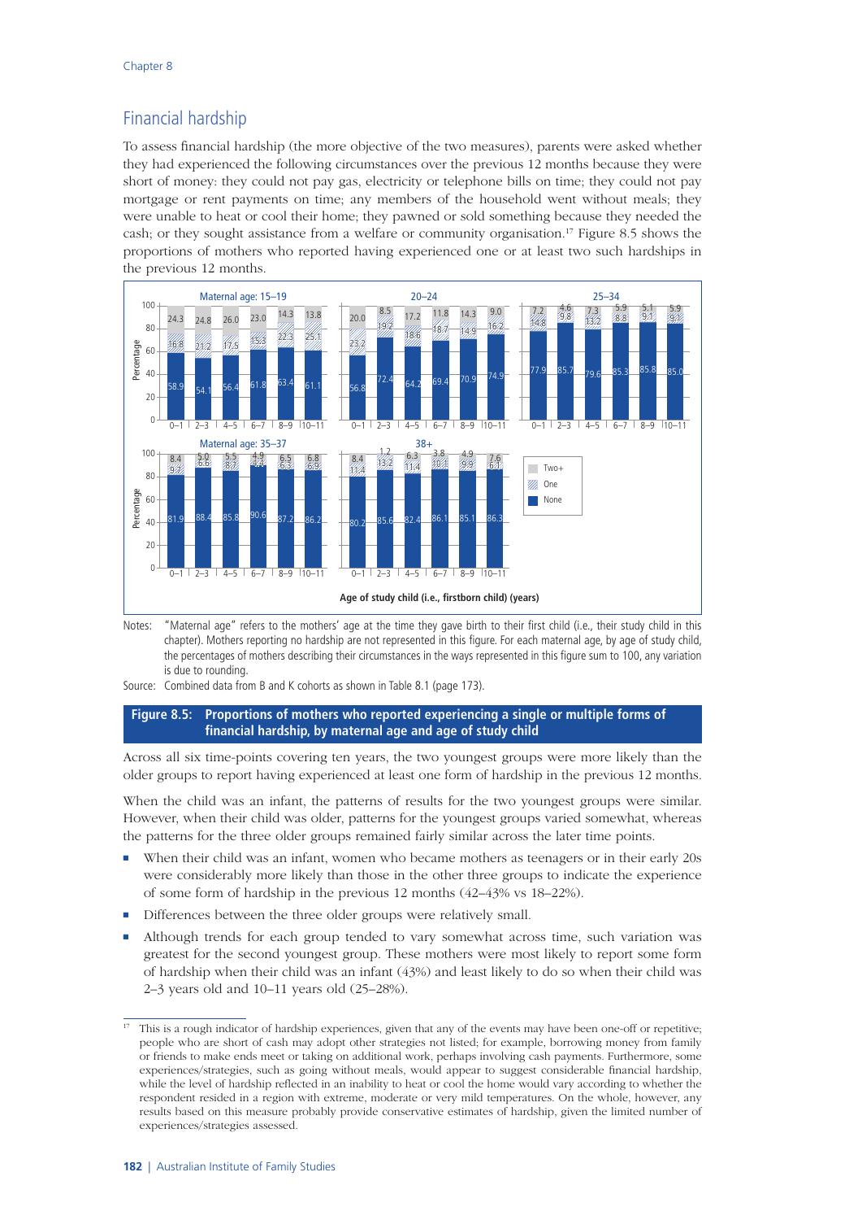## Financial hardship

To assess financial hardship (the more objective of the two measures), parents were asked whether they had experienced the following circumstances over the previous 12 months because they were short of money: they could not pay gas, electricity or telephone bills on time; they could not pay mortgage or rent payments on time; any members of the household went without meals; they were unable to heat or cool their home; they pawned or sold something because they needed the cash; or they sought assistance from a welfare or community organisation.[17] Figure 8.5 shows the proportions of mothers who reported having experienced one or at least two such hardships in the previous 12 months.

| Maternal age | Category | 0–1 | 2–3 | 4–5 | 6–7 | 8–9 | 10–11 |
|---|---|---|---|---|---|---|---|
| 15–19 | Two+ | 24.3 | 24.8 | 26.0 | 23.0 | 14.3 | 13.8 |
| | One | 16.8 | 21.2 | 17.5 | 15.3 | 22.3 | 25.1 |
| | None | 58.9 | 54.1 | 56.4 | 61.8 | 63.4 | 61.1 |
| 20–24 | Two+ | 20.0 | 8.5 | 17.2 | 11.8 | 14.3 | 9.0 |
| | One | 23.2 | 19.2 | 18.6 | 18.7 | 14.9 | 16.2 |
| | None | 56.8 | 72.4 | 64.2 | 69.4 | 70.9 | 74.9 |
| 25–34 | Two+ | 7.2 | 4.6 | 7.3 | 5.9 | 5.1 | 5.9 |
| | One | 14.8 | 9.8 | 13.2 | 8.8 | 9.1 | 9.1 |
| | None | 77.9 | 85.7 | 79.6 | 85.3 | 85.8 | 85.0 |
| 35–37 | Two+ | 8.4 | 5.0 | 5.5 | 4.9 | 6.5 | 6.8 |
| | One | 9.7 | 6.6 | 8.7 | 4.4 | 6.3 | 6.9 |
| | None | 81.9 | 88.4 | 85.8 | 90.6 | 87.2 | 86.2 |
| 38+ | Two+ | 8.4 | 1.2 | 6.3 | 3.8 | 4.9 | 7.6 |
| | One | 11.4 | 13.2 | 11.4 | 10.1 | 9.9 | 6.1 |
| | None | 80.2 | 85.6 | 82.4 | 86.1 | 85.1 | 86.3 |

Age of study child (i.e., firstborn child) (years)

Notes: "Maternal age" refers to the mothers' age at the time they gave birth to their first child (i.e., their study child in this chapter). Mothers reporting no hardship are not represented in this figure. For each maternal age, by age of study child, the percentages of mothers describing their circumstances in the ways represented in this figure sum to 100, any variation is due to rounding.

Source: Combined data from B and K cohorts as shown in Table 8.1 (page 173).

**Figure 8.5: Proportions of mothers who reported experiencing a single or multiple forms of financial hardship, by maternal age and age of study child**

Across all six time-points covering ten years, the two youngest groups were more likely than the older groups to report having experienced at least one form of hardship in the previous 12 months.

When the child was an infant, the patterns of results for the two youngest groups were similar. However, when their child was older, patterns for the youngest groups varied somewhat, whereas the patterns for the three older groups remained fairly similar across the later time points.

- When their child was an infant, women who became mothers as teenagers or in their early 20s were considerably more likely than those in the other three groups to indicate the experience of some form of hardship in the previous 12 months (42–43% vs 18–22%).
- Differences between the three older groups were relatively small.
- Although trends for each group tended to vary somewhat across time, such variation was greatest for the second youngest group. These mothers were most likely to report some form of hardship when their child was an infant (43%) and least likely to do so when their child was 2–3 years old and 10–11 years old (25–28%).

[17] This is a rough indicator of hardship experiences, given that any of the events may have been one-off or repetitive; people who are short of cash may adopt other strategies not listed; for example, borrowing money from family or friends to make ends meet or taking on additional work, perhaps involving cash payments. Furthermore, some experiences/strategies, such as going without meals, would appear to suggest considerable financial hardship, while the level of hardship reflected in an inability to heat or cool the home would vary according to whether the respondent resided in a region with extreme, moderate or very mild temperatures. On the whole, however, any results based on this measure probably provide conservative estimates of hardship, given the limited number of experiences/strategies assessed.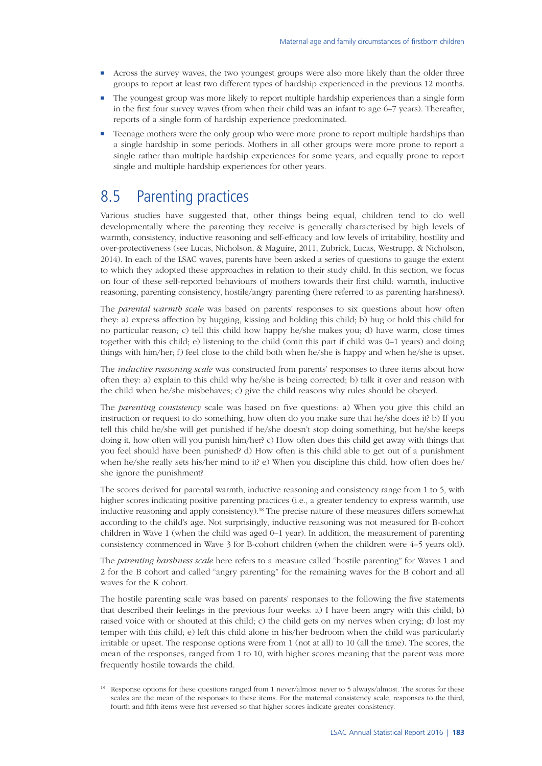- Across the survey waves, the two youngest groups were also more likely than the older three groups to report at least two different types of hardship experienced in the previous 12 months.
- The youngest group was more likely to report multiple hardship experiences than a single form in the first four survey waves (from when their child was an infant to age 6–7 years). Thereafter, reports of a single form of hardship experience predominated.
- Teenage mothers were the only group who were more prone to report multiple hardships than a single hardship in some periods. Mothers in all other groups were more prone to report a single rather than multiple hardship experiences for some years, and equally prone to report single and multiple hardship experiences for other years.

## 8.5 Parenting practices

Various studies have suggested that, other things being equal, children tend to do well developmentally where the parenting they receive is generally characterised by high levels of warmth, consistency, inductive reasoning and self-efficacy and low levels of irritability, hostility and over-protectiveness (see Lucas, Nicholson, & Maguire, 2011; Zubrick, Lucas, Westrupp, & Nicholson, 2014). In each of the LSAC waves, parents have been asked a series of questions to gauge the extent to which they adopted these approaches in relation to their study child. In this section, we focus on four of these self-reported behaviours of mothers towards their first child: warmth, inductive reasoning, parenting consistency, hostile/angry parenting (here referred to as parenting harshness).

The *parental warmth scale* was based on parents' responses to six questions about how often they: a) express affection by hugging, kissing and holding this child; b) hug or hold this child for no particular reason; c) tell this child how happy he/she makes you; d) have warm, close times together with this child; e) listening to the child (omit this part if child was 0–1 years) and doing things with him/her; f) feel close to the child both when he/she is happy and when he/she is upset.

The *inductive reasoning scale* was constructed from parents' responses to three items about how often they: a) explain to this child why he/she is being corrected; b) talk it over and reason with the child when he/she misbehaves; c) give the child reasons why rules should be obeyed.

The *parenting consistency* scale was based on five questions: a) When you give this child an instruction or request to do something, how often do you make sure that he/she does it? b) If you tell this child he/she will get punished if he/she doesn't stop doing something, but he/she keeps doing it, how often will you punish him/her? c) How often does this child get away with things that you feel should have been punished? d) How often is this child able to get out of a punishment when he/she really sets his/her mind to it? e) When you discipline this child, how often does he/she ignore the punishment?

The scores derived for parental warmth, inductive reasoning and consistency range from 1 to 5, with higher scores indicating positive parenting practices (i.e., a greater tendency to express warmth, use inductive reasoning and apply consistency).[18] The precise nature of these measures differs somewhat according to the child's age. Not surprisingly, inductive reasoning was not measured for B-cohort children in Wave 1 (when the child was aged 0–1 year). In addition, the measurement of parenting consistency commenced in Wave 3 for B-cohort children (when the children were 4–5 years old).

The *parenting harshness scale* here refers to a measure called "hostile parenting" for Waves 1 and 2 for the B cohort and called "angry parenting" for the remaining waves for the B cohort and all waves for the K cohort.

The hostile parenting scale was based on parents' responses to the following the five statements that described their feelings in the previous four weeks: a) I have been angry with this child; b) raised voice with or shouted at this child; c) the child gets on my nerves when crying; d) lost my temper with this child; e) left this child alone in his/her bedroom when the child was particularly irritable or upset. The response options were from 1 (not at all) to 10 (all the time). The scores, the mean of the responses, ranged from 1 to 10, with higher scores meaning that the parent was more frequently hostile towards the child.

[18] Response options for these questions ranged from 1 never/almost never to 5 always/almost. The scores for these scales are the mean of the responses to these items. For the maternal consistency scale, responses to the third, fourth and fifth items were first reversed so that higher scores indicate greater consistency.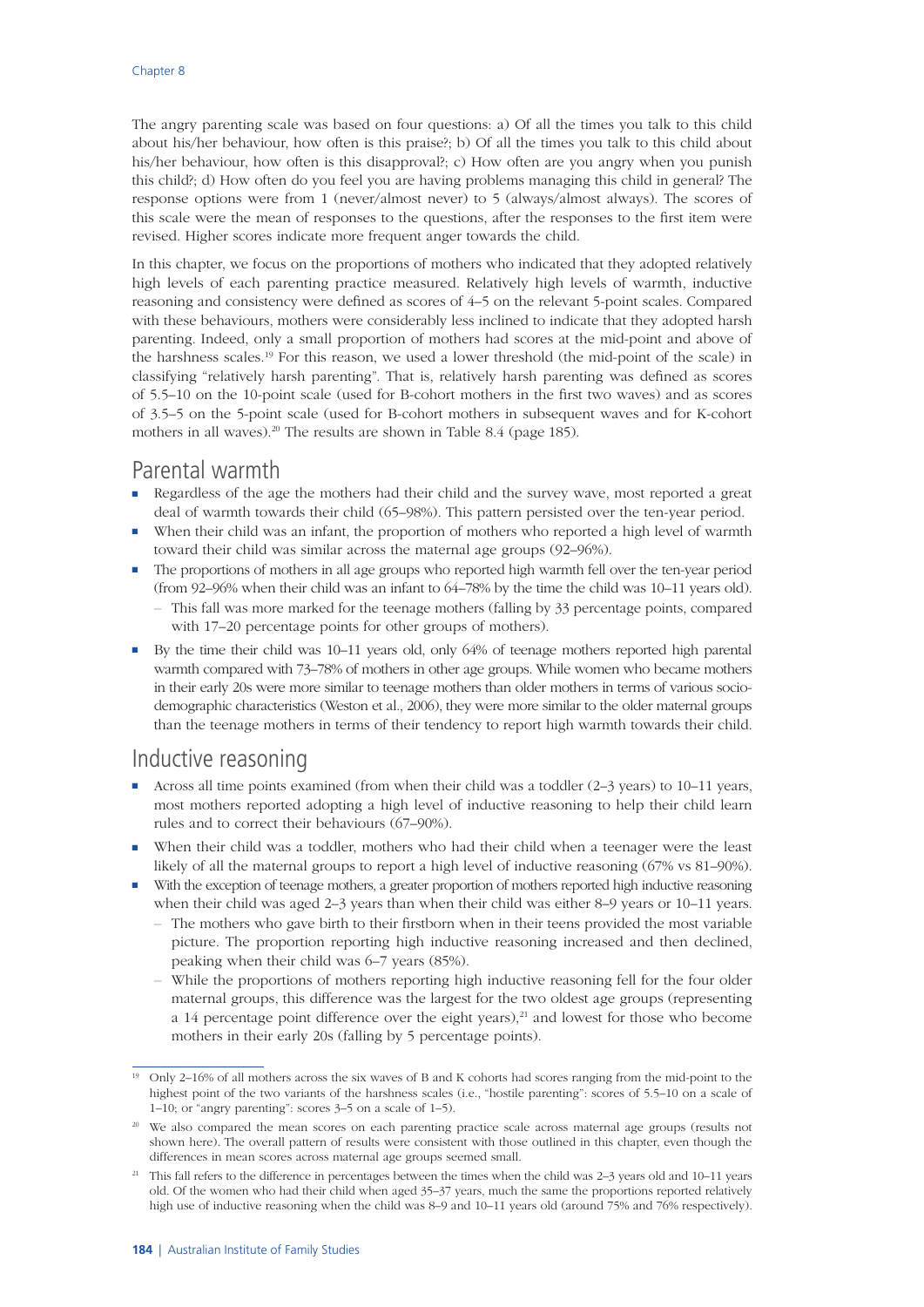The angry parenting scale was based on four questions: a) Of all the times you talk to this child about his/her behaviour, how often is this praise?; b) Of all the times you talk to this child about his/her behaviour, how often is this disapproval?; c) How often are you angry when you punish this child?; d) How often do you feel you are having problems managing this child in general? The response options were from 1 (never/almost never) to 5 (always/almost always). The scores of this scale were the mean of responses to the questions, after the responses to the first item were revised. Higher scores indicate more frequent anger towards the child.

In this chapter, we focus on the proportions of mothers who indicated that they adopted relatively high levels of each parenting practice measured. Relatively high levels of warmth, inductive reasoning and consistency were defined as scores of 4–5 on the relevant 5-point scales. Compared with these behaviours, mothers were considerably less inclined to indicate that they adopted harsh parenting. Indeed, only a small proportion of mothers had scores at the mid-point and above of the harshness scales.[19] For this reason, we used a lower threshold (the mid-point of the scale) in classifying "relatively harsh parenting". That is, relatively harsh parenting was defined as scores of 5.5–10 on the 10-point scale (used for B-cohort mothers in the first two waves) and as scores of 3.5–5 on the 5-point scale (used for B-cohort mothers in subsequent waves and for K-cohort mothers in all waves).[20] The results are shown in Table 8.4 (page 185).

## Parental warmth

- Regardless of the age the mothers had their child and the survey wave, most reported a great deal of warmth towards their child (65–98%). This pattern persisted over the ten-year period.
- When their child was an infant, the proportion of mothers who reported a high level of warmth toward their child was similar across the maternal age groups (92–96%).
- The proportions of mothers in all age groups who reported high warmth fell over the ten-year period (from 92–96% when their child was an infant to 64–78% by the time the child was 10–11 years old).
  - This fall was more marked for the teenage mothers (falling by 33 percentage points, compared with 17–20 percentage points for other groups of mothers).
- By the time their child was 10–11 years old, only 64% of teenage mothers reported high parental warmth compared with 73–78% of mothers in other age groups. While women who became mothers in their early 20s were more similar to teenage mothers than older mothers in terms of various socio-demographic characteristics (Weston et al., 2006), they were more similar to the older maternal groups than the teenage mothers in terms of their tendency to report high warmth towards their child.

## Inductive reasoning

- Across all time points examined (from when their child was a toddler (2–3 years) to 10–11 years, most mothers reported adopting a high level of inductive reasoning to help their child learn rules and to correct their behaviours (67–90%).
- When their child was a toddler, mothers who had their child when a teenager were the least likely of all the maternal groups to report a high level of inductive reasoning (67% vs 81–90%).
- With the exception of teenage mothers, a greater proportion of mothers reported high inductive reasoning when their child was aged 2–3 years than when their child was either 8–9 years or 10–11 years.
  - The mothers who gave birth to their firstborn when in their teens provided the most variable picture. The proportion reporting high inductive reasoning increased and then declined, peaking when their child was 6–7 years (85%).
  - While the proportions of mothers reporting high inductive reasoning fell for the four older maternal groups, this difference was the largest for the two oldest age groups (representing a 14 percentage point difference over the eight years),[21] and lowest for those who become mothers in their early 20s (falling by 5 percentage points).

---

[19] Only 2–16% of all mothers across the six waves of B and K cohorts had scores ranging from the mid-point to the highest point of the two variants of the harshness scales (i.e., "hostile parenting": scores of 5.5–10 on a scale of 1–10; or "angry parenting": scores 3–5 on a scale of 1–5).

[20] We also compared the mean scores on each parenting practice scale across maternal age groups (results not shown here). The overall pattern of results were consistent with those outlined in this chapter, even though the differences in mean scores across maternal age groups seemed small.

[21] This fall refers to the difference in percentages between the times when the child was 2–3 years old and 10–11 years old. Of the women who had their child when aged 35–37 years, much the same the proportions reported relatively high use of inductive reasoning when the child was 8–9 and 10–11 years old (around 75% and 76% respectively).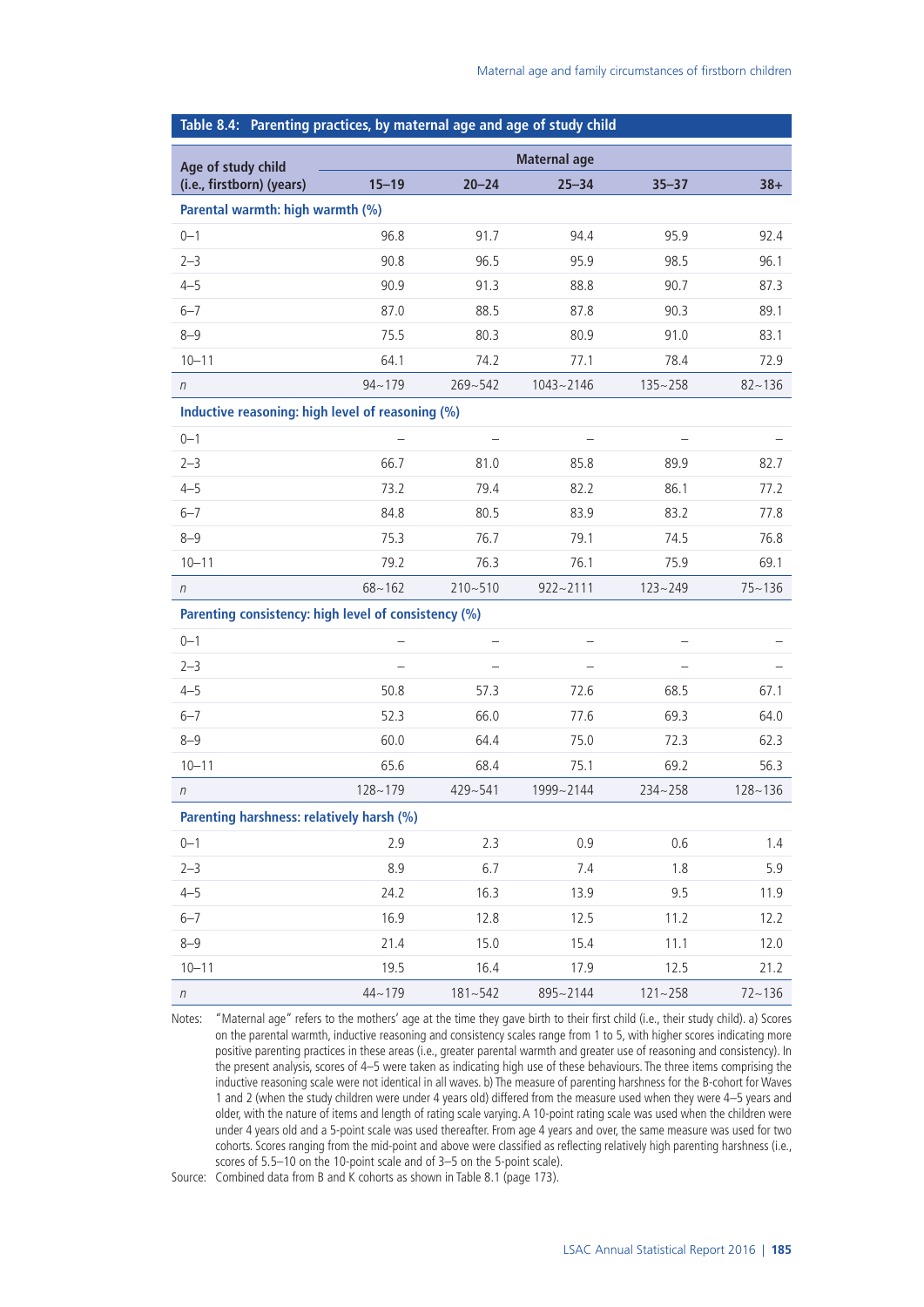**Table 8.4: Parenting practices, by maternal age and age of study child**

| Age of study child (i.e., firstborn) (years) | Maternal age | | | | |
|---|---|---|---|---|---|
| | 15–19 | 20–24 | 25–34 | 35–37 | 38+ |
| **Parental warmth: high warmth (%)** | | | | | |
| 0–1 | 96.8 | 91.7 | 94.4 | 95.9 | 92.4 |
| 2–3 | 90.8 | 96.5 | 95.9 | 98.5 | 96.1 |
| 4–5 | 90.9 | 91.3 | 88.8 | 90.7 | 87.3 |
| 6–7 | 87.0 | 88.5 | 87.8 | 90.3 | 89.1 |
| 8–9 | 75.5 | 80.3 | 80.9 | 91.0 | 83.1 |
| 10–11 | 64.1 | 74.2 | 77.1 | 78.4 | 72.9 |
| *n* | 94~179 | 269~542 | 1043~2146 | 135~258 | 82~136 |
| **Inductive reasoning: high level of reasoning (%)** | | | | | |
| 0–1 | – | – | – | – | – |
| 2–3 | 66.7 | 81.0 | 85.8 | 89.9 | 82.7 |
| 4–5 | 73.2 | 79.4 | 82.2 | 86.1 | 77.2 |
| 6–7 | 84.8 | 80.5 | 83.9 | 83.2 | 77.8 |
| 8–9 | 75.3 | 76.7 | 79.1 | 74.5 | 76.8 |
| 10–11 | 79.2 | 76.3 | 76.1 | 75.9 | 69.1 |
| *n* | 68~162 | 210~510 | 922~2111 | 123~249 | 75~136 |
| **Parenting consistency: high level of consistency (%)** | | | | | |
| 0–1 | – | – | – | – | – |
| 2–3 | – | – | – | – | – |
| 4–5 | 50.8 | 57.3 | 72.6 | 68.5 | 67.1 |
| 6–7 | 52.3 | 66.0 | 77.6 | 69.3 | 64.0 |
| 8–9 | 60.0 | 64.4 | 75.0 | 72.3 | 62.3 |
| 10–11 | 65.6 | 68.4 | 75.1 | 69.2 | 56.3 |
| *n* | 128~179 | 429~541 | 1999~2144 | 234~258 | 128~136 |
| **Parenting harshness: relatively harsh (%)** | | | | | |
| 0–1 | 2.9 | 2.3 | 0.9 | 0.6 | 1.4 |
| 2–3 | 8.9 | 6.7 | 7.4 | 1.8 | 5.9 |
| 4–5 | 24.2 | 16.3 | 13.9 | 9.5 | 11.9 |
| 6–7 | 16.9 | 12.8 | 12.5 | 11.2 | 12.2 |
| 8–9 | 21.4 | 15.0 | 15.4 | 11.1 | 12.0 |
| 10–11 | 19.5 | 16.4 | 17.9 | 12.5 | 21.2 |
| *n* | 44~179 | 181~542 | 895~2144 | 121~258 | 72~136 |

Notes: "Maternal age" refers to the mothers' age at the time they gave birth to their first child (i.e., their study child). a) Scores on the parental warmth, inductive reasoning and consistency scales range from 1 to 5, with higher scores indicating more positive parenting practices in these areas (i.e., greater parental warmth and greater use of reasoning and consistency). In the present analysis, scores of 4–5 were taken as indicating high use of these behaviours. The three items comprising the inductive reasoning scale were not identical in all waves. b) The measure of parenting harshness for the B-cohort for Waves 1 and 2 (when the study children were under 4 years old) differed from the measure used when they were 4–5 years and older, with the nature of items and length of rating scale varying. A 10-point rating scale was used when the children were under 4 years old and a 5-point scale was used thereafter. From age 4 years and over, the same measure was used for two cohorts. Scores ranging from the mid-point and above were classified as reflecting relatively high parenting harshness (i.e., scores of 5.5–10 on the 10-point scale and of 3–5 on the 5-point scale).

Source: Combined data from B and K cohorts as shown in Table 8.1 (page 173).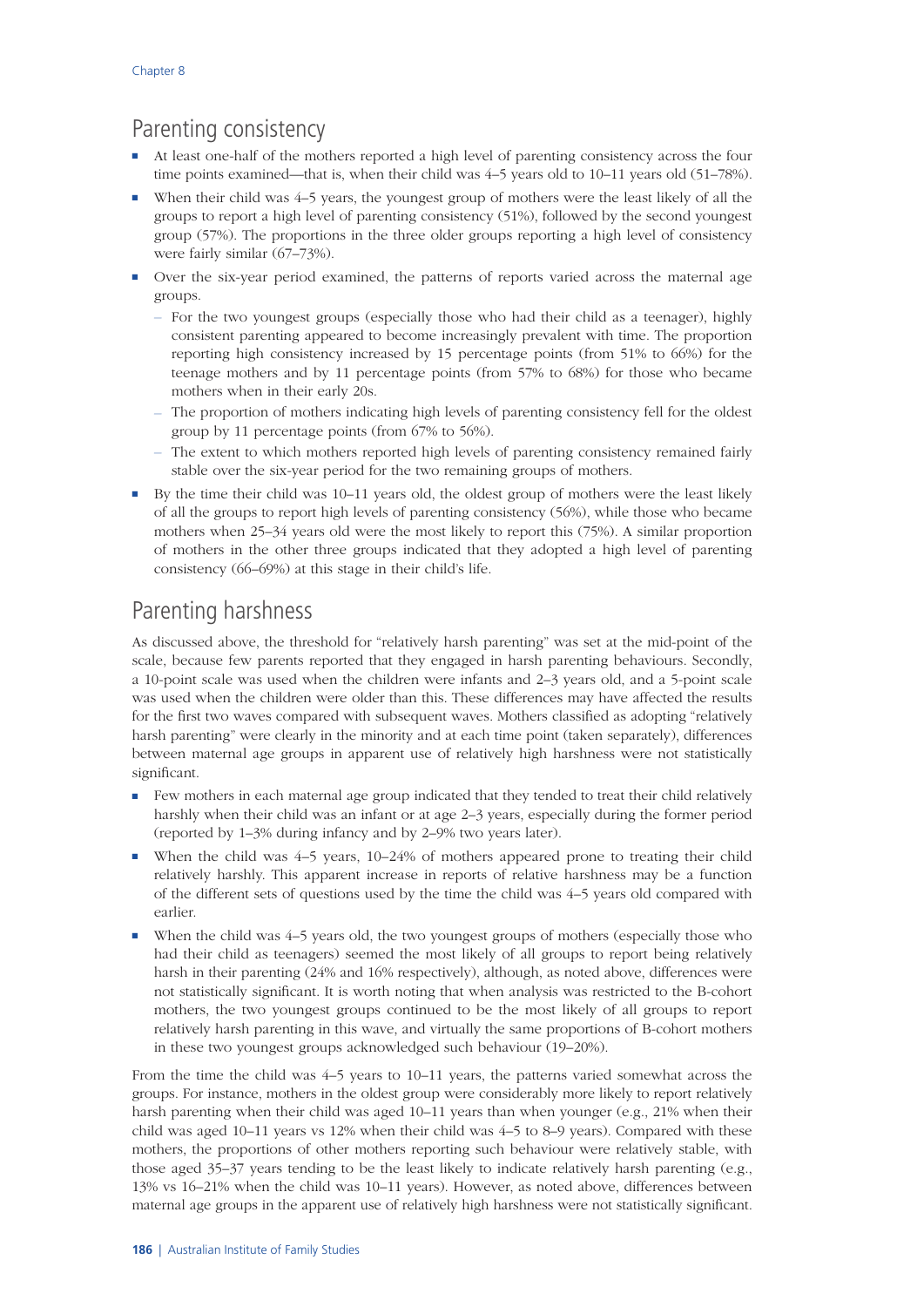## Parenting consistency

- At least one-half of the mothers reported a high level of parenting consistency across the four time points examined—that is, when their child was 4–5 years old to 10–11 years old (51–78%).
- When their child was 4–5 years, the youngest group of mothers were the least likely of all the groups to report a high level of parenting consistency (51%), followed by the second youngest group (57%). The proportions in the three older groups reporting a high level of consistency were fairly similar (67–73%).
- Over the six-year period examined, the patterns of reports varied across the maternal age groups.
  - For the two youngest groups (especially those who had their child as a teenager), highly consistent parenting appeared to become increasingly prevalent with time. The proportion reporting high consistency increased by 15 percentage points (from 51% to 66%) for the teenage mothers and by 11 percentage points (from 57% to 68%) for those who became mothers when in their early 20s.
  - The proportion of mothers indicating high levels of parenting consistency fell for the oldest group by 11 percentage points (from 67% to 56%).
  - The extent to which mothers reported high levels of parenting consistency remained fairly stable over the six-year period for the two remaining groups of mothers.
- By the time their child was 10–11 years old, the oldest group of mothers were the least likely of all the groups to report high levels of parenting consistency (56%), while those who became mothers when 25–34 years old were the most likely to report this (75%). A similar proportion of mothers in the other three groups indicated that they adopted a high level of parenting consistency (66–69%) at this stage in their child's life.

## Parenting harshness

As discussed above, the threshold for "relatively harsh parenting" was set at the mid-point of the scale, because few parents reported that they engaged in harsh parenting behaviours. Secondly, a 10-point scale was used when the children were infants and 2–3 years old, and a 5-point scale was used when the children were older than this. These differences may have affected the results for the first two waves compared with subsequent waves. Mothers classified as adopting "relatively harsh parenting" were clearly in the minority and at each time point (taken separately), differences between maternal age groups in apparent use of relatively high harshness were not statistically significant.

- Few mothers in each maternal age group indicated that they tended to treat their child relatively harshly when their child was an infant or at age 2–3 years, especially during the former period (reported by 1–3% during infancy and by 2–9% two years later).
- When the child was 4–5 years, 10–24% of mothers appeared prone to treating their child relatively harshly. This apparent increase in reports of relative harshness may be a function of the different sets of questions used by the time the child was 4–5 years old compared with earlier.
- When the child was 4–5 years old, the two youngest groups of mothers (especially those who had their child as teenagers) seemed the most likely of all groups to report being relatively harsh in their parenting (24% and 16% respectively), although, as noted above, differences were not statistically significant. It is worth noting that when analysis was restricted to the B-cohort mothers, the two youngest groups continued to be the most likely of all groups to report relatively harsh parenting in this wave, and virtually the same proportions of B-cohort mothers in these two youngest groups acknowledged such behaviour (19–20%).

From the time the child was 4–5 years to 10–11 years, the patterns varied somewhat across the groups. For instance, mothers in the oldest group were considerably more likely to report relatively harsh parenting when their child was aged 10–11 years than when younger (e.g., 21% when their child was aged 10–11 years vs 12% when their child was 4–5 to 8–9 years). Compared with these mothers, the proportions of other mothers reporting such behaviour were relatively stable, with those aged 35–37 years tending to be the least likely to indicate relatively harsh parenting (e.g., 13% vs 16–21% when the child was 10–11 years). However, as noted above, differences between maternal age groups in the apparent use of relatively high harshness were not statistically significant.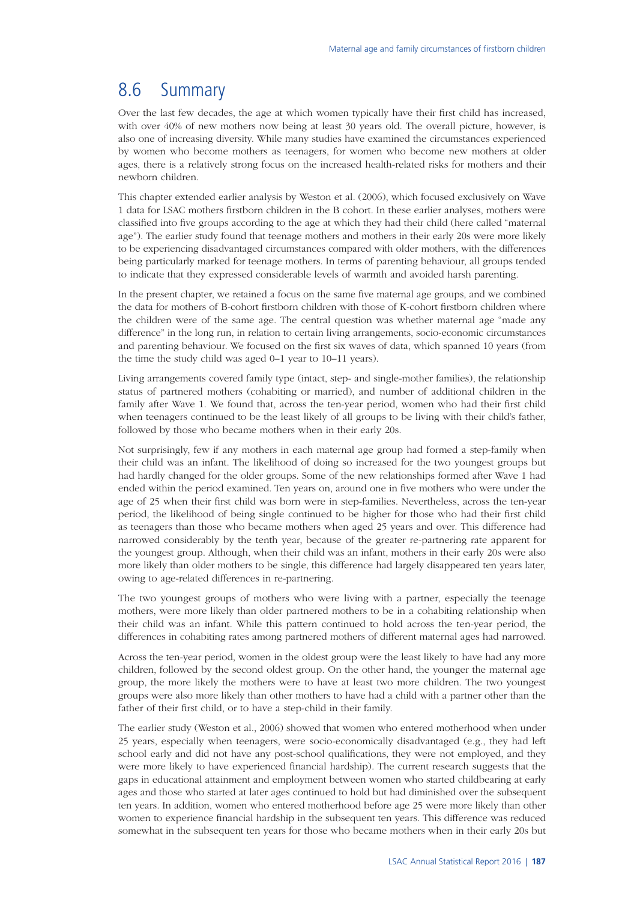## 8.6 Summary

Over the last few decades, the age at which women typically have their first child has increased, with over 40% of new mothers now being at least 30 years old. The overall picture, however, is also one of increasing diversity. While many studies have examined the circumstances experienced by women who become mothers as teenagers, for women who become new mothers at older ages, there is a relatively strong focus on the increased health-related risks for mothers and their newborn children.

This chapter extended earlier analysis by Weston et al. (2006), which focused exclusively on Wave 1 data for LSAC mothers firstborn children in the B cohort. In these earlier analyses, mothers were classified into five groups according to the age at which they had their child (here called "maternal age"). The earlier study found that teenage mothers and mothers in their early 20s were more likely to be experiencing disadvantaged circumstances compared with older mothers, with the differences being particularly marked for teenage mothers. In terms of parenting behaviour, all groups tended to indicate that they expressed considerable levels of warmth and avoided harsh parenting.

In the present chapter, we retained a focus on the same five maternal age groups, and we combined the data for mothers of B-cohort firstborn children with those of K-cohort firstborn children where the children were of the same age. The central question was whether maternal age "made any difference" in the long run, in relation to certain living arrangements, socio-economic circumstances and parenting behaviour. We focused on the first six waves of data, which spanned 10 years (from the time the study child was aged 0–1 year to 10–11 years).

Living arrangements covered family type (intact, step- and single-mother families), the relationship status of partnered mothers (cohabiting or married), and number of additional children in the family after Wave 1. We found that, across the ten-year period, women who had their first child when teenagers continued to be the least likely of all groups to be living with their child's father, followed by those who became mothers when in their early 20s.

Not surprisingly, few if any mothers in each maternal age group had formed a step-family when their child was an infant. The likelihood of doing so increased for the two youngest groups but had hardly changed for the older groups. Some of the new relationships formed after Wave 1 had ended within the period examined. Ten years on, around one in five mothers who were under the age of 25 when their first child was born were in step-families. Nevertheless, across the ten-year period, the likelihood of being single continued to be higher for those who had their first child as teenagers than those who became mothers when aged 25 years and over. This difference had narrowed considerably by the tenth year, because of the greater re-partnering rate apparent for the youngest group. Although, when their child was an infant, mothers in their early 20s were also more likely than older mothers to be single, this difference had largely disappeared ten years later, owing to age-related differences in re-partnering.

The two youngest groups of mothers who were living with a partner, especially the teenage mothers, were more likely than older partnered mothers to be in a cohabiting relationship when their child was an infant. While this pattern continued to hold across the ten-year period, the differences in cohabiting rates among partnered mothers of different maternal ages had narrowed.

Across the ten-year period, women in the oldest group were the least likely to have had any more children, followed by the second oldest group. On the other hand, the younger the maternal age group, the more likely the mothers were to have at least two more children. The two youngest groups were also more likely than other mothers to have had a child with a partner other than the father of their first child, or to have a step-child in their family.

The earlier study (Weston et al., 2006) showed that women who entered motherhood when under 25 years, especially when teenagers, were socio-economically disadvantaged (e.g., they had left school early and did not have any post-school qualifications, they were not employed, and they were more likely to have experienced financial hardship). The current research suggests that the gaps in educational attainment and employment between women who started childbearing at early ages and those who started at later ages continued to hold but had diminished over the subsequent ten years. In addition, women who entered motherhood before age 25 were more likely than other women to experience financial hardship in the subsequent ten years. This difference was reduced somewhat in the subsequent ten years for those who became mothers when in their early 20s but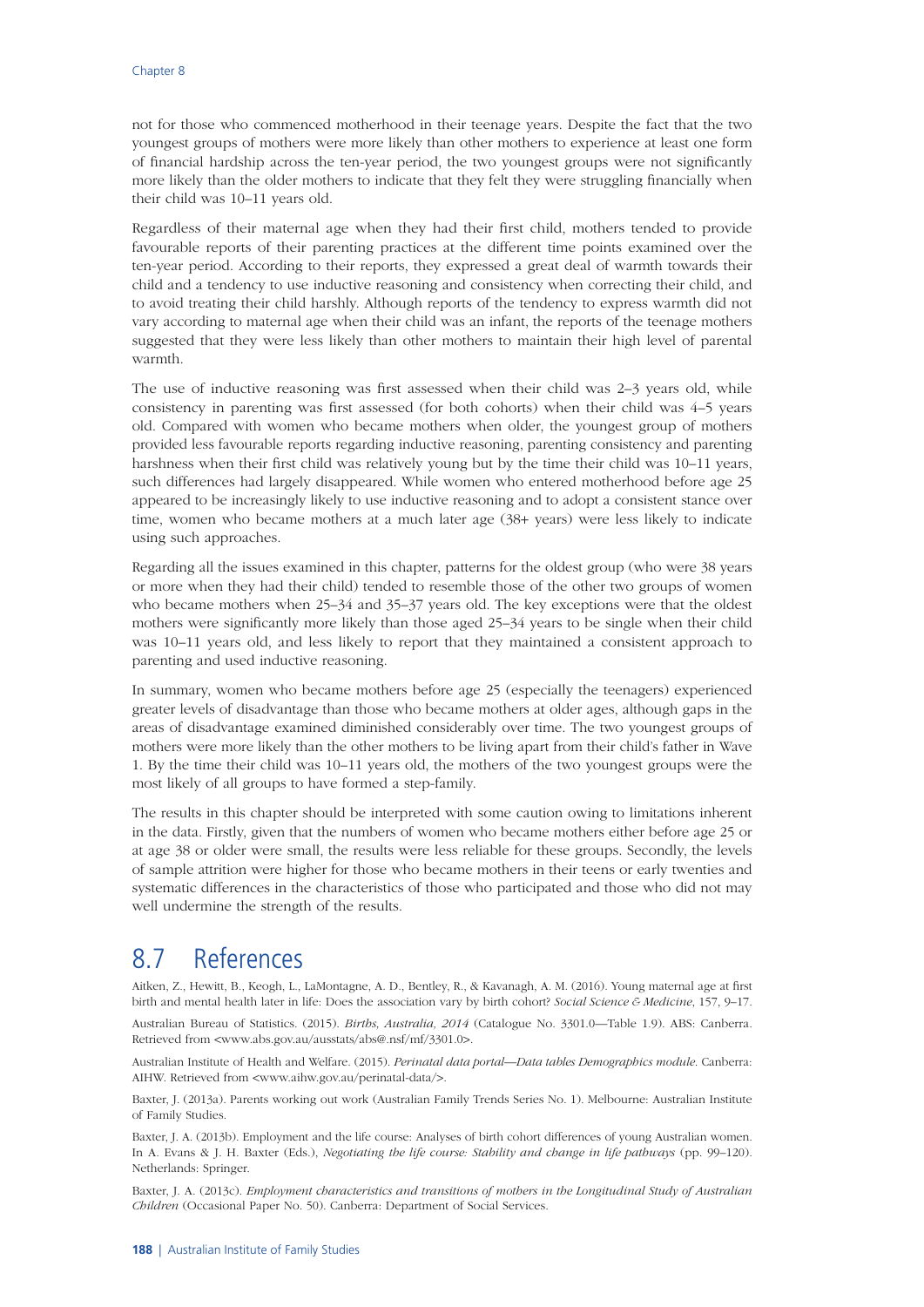not for those who commenced motherhood in their teenage years. Despite the fact that the two youngest groups of mothers were more likely than other mothers to experience at least one form of financial hardship across the ten-year period, the two youngest groups were not significantly more likely than the older mothers to indicate that they felt they were struggling financially when their child was 10–11 years old.

Regardless of their maternal age when they had their first child, mothers tended to provide favourable reports of their parenting practices at the different time points examined over the ten-year period. According to their reports, they expressed a great deal of warmth towards their child and a tendency to use inductive reasoning and consistency when correcting their child, and to avoid treating their child harshly. Although reports of the tendency to express warmth did not vary according to maternal age when their child was an infant, the reports of the teenage mothers suggested that they were less likely than other mothers to maintain their high level of parental warmth.

The use of inductive reasoning was first assessed when their child was 2–3 years old, while consistency in parenting was first assessed (for both cohorts) when their child was 4–5 years old. Compared with women who became mothers when older, the youngest group of mothers provided less favourable reports regarding inductive reasoning, parenting consistency and parenting harshness when their first child was relatively young but by the time their child was 10–11 years, such differences had largely disappeared. While women who entered motherhood before age 25 appeared to be increasingly likely to use inductive reasoning and to adopt a consistent stance over time, women who became mothers at a much later age (38+ years) were less likely to indicate using such approaches.

Regarding all the issues examined in this chapter, patterns for the oldest group (who were 38 years or more when they had their child) tended to resemble those of the other two groups of women who became mothers when 25–34 and 35–37 years old. The key exceptions were that the oldest mothers were significantly more likely than those aged 25–34 years to be single when their child was 10–11 years old, and less likely to report that they maintained a consistent approach to parenting and used inductive reasoning.

In summary, women who became mothers before age 25 (especially the teenagers) experienced greater levels of disadvantage than those who became mothers at older ages, although gaps in the areas of disadvantage examined diminished considerably over time. The two youngest groups of mothers were more likely than the other mothers to be living apart from their child's father in Wave 1. By the time their child was 10–11 years old, the mothers of the two youngest groups were the most likely of all groups to have formed a step-family.

The results in this chapter should be interpreted with some caution owing to limitations inherent in the data. Firstly, given that the numbers of women who became mothers either before age 25 or at age 38 or older were small, the results were less reliable for these groups. Secondly, the levels of sample attrition were higher for those who became mothers in their teens or early twenties and systematic differences in the characteristics of those who participated and those who did not may well undermine the strength of the results.

## 8.7 References

Aitken, Z., Hewitt, B., Keogh, L., LaMontagne, A. D., Bentley, R., & Kavanagh, A. M. (2016). Young maternal age at first birth and mental health later in life: Does the association vary by birth cohort? *Social Science & Medicine*, 157, 9–17.

Australian Bureau of Statistics. (2015). *Births, Australia, 2014* (Catalogue No. 3301.0—Table 1.9). ABS: Canberra. Retrieved from <www.abs.gov.au/ausstats/abs@.nsf/mf/3301.0>.

Australian Institute of Health and Welfare. (2015). *Perinatal data portal—Data tables Demographics module*. Canberra: AIHW. Retrieved from <www.aihw.gov.au/perinatal-data/>.

Baxter, J. (2013a). Parents working out work (Australian Family Trends Series No. 1). Melbourne: Australian Institute of Family Studies.

Baxter, J. A. (2013b). Employment and the life course: Analyses of birth cohort differences of young Australian women. In A. Evans & J. H. Baxter (Eds.), *Negotiating the life course: Stability and change in life pathways* (pp. 99–120). Netherlands: Springer.

Baxter, J. A. (2013c). *Employment characteristics and transitions of mothers in the Longitudinal Study of Australian Children* (Occasional Paper No. 50). Canberra: Department of Social Services.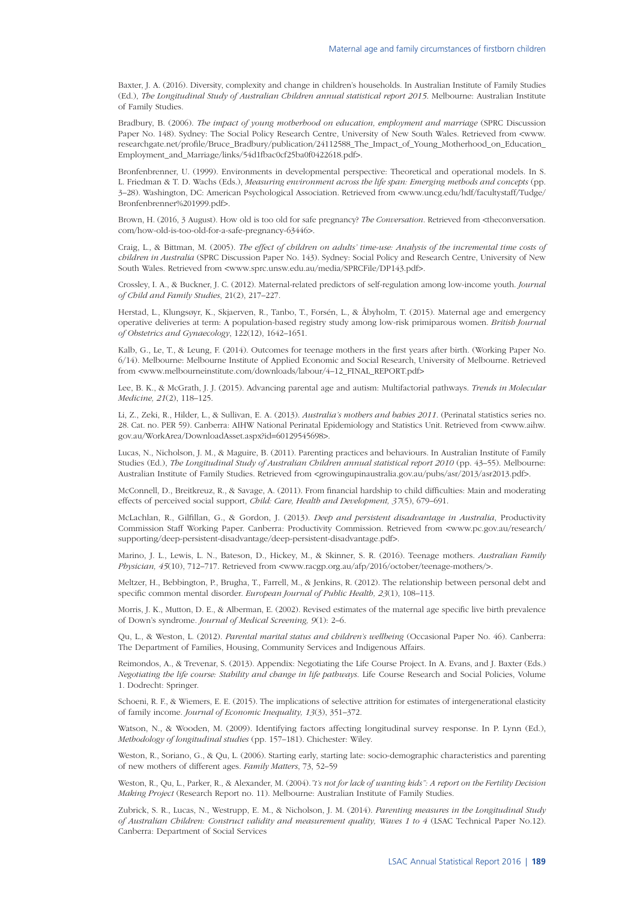Baxter, J. A. (2016). Diversity, complexity and change in children's households. In Australian Institute of Family Studies (Ed.), *The Longitudinal Study of Australian Children annual statistical report 2015*. Melbourne: Australian Institute of Family Studies.

Bradbury, B. (2006). *The impact of young motherhood on education, employment and marriage* (SPRC Discussion Paper No. 148). Sydney: The Social Policy Research Centre, University of New South Wales. Retrieved from <www.researchgate.net/profile/Bruce_Bradbury/publication/24112588_The_Impact_of_Young_Motherhood_on_Education_Employment_and_Marriage/links/54d1fbac0cf25ba0f0422618.pdf>.

Bronfenbrenner, U. (1999). Environments in developmental perspective: Theoretical and operational models. In S. L. Friedman & T. D. Wachs (Eds.), *Measuring environment across the life span: Emerging methods and concepts* (pp. 3–28). Washington, DC: American Psychological Association. Retrieved from <www.uncg.edu/hdf/facultystaff/Tudge/Bronfenbrenner%201999.pdf>.

Brown, H. (2016, 3 August). How old is too old for safe pregnancy? *The Conversation*. Retrieved from <theconversation.com/how-old-is-too-old-for-a-safe-pregnancy-63446>.

Craig, L., & Bittman, M. (2005). *The effect of children on adults' time-use: Analysis of the incremental time costs of children in Australia* (SPRC Discussion Paper No. 143). Sydney: Social Policy and Research Centre, University of New South Wales. Retrieved from <www.sprc.unsw.edu.au/media/SPRCFile/DP143.pdf>.

Crossley, I. A., & Buckner, J. C. (2012). Maternal-related predictors of self-regulation among low-income youth. *Journal of Child and Family Studies*, 21(2), 217–227.

Herstad, L., Klungsøyr, K., Skjaerven, R., Tanbo, T., Forsén, L., & Åbyholm, T. (2015). Maternal age and emergency operative deliveries at term: A population-based registry study among low-risk primiparous women. *British Journal of Obstetrics and Gynaecology*, 122(12), 1642–1651.

Kalb, G., Le, T., & Leung, F. (2014). Outcomes for teenage mothers in the first years after birth. (Working Paper No. 6/14). Melbourne: Melbourne Institute of Applied Economic and Social Research, University of Melbourne. Retrieved from <www.melbourneinstitute.com/downloads/labour/4–12_FINAL_REPORT.pdf>

Lee, B. K., & McGrath, J. J. (2015). Advancing parental age and autism: Multifactorial pathways. *Trends in Molecular Medicine, 21*(2), 118–125.

Li, Z., Zeki, R., Hilder, L., & Sullivan, E. A. (2013). *Australia's mothers and babies 2011*. (Perinatal statistics series no. 28. Cat. no. PER 59). Canberra: AIHW National Perinatal Epidemiology and Statistics Unit. Retrieved from <www.aihw.gov.au/WorkArea/DownloadAsset.aspx?id=60129545698>.

Lucas, N., Nicholson, J. M., & Maguire, B. (2011). Parenting practices and behaviours. In Australian Institute of Family Studies (Ed.), *The Longitudinal Study of Australian Children annual statistical report 2010* (pp. 43–55). Melbourne: Australian Institute of Family Studies. Retrieved from <growingupinaustralia.gov.au/pubs/asr/2013/asr2013.pdf>.

McConnell, D., Breitkreuz, R., & Savage, A. (2011). From financial hardship to child difficulties: Main and moderating effects of perceived social support, *Child: Care, Health and Development, 37*(5), 679–691.

McLachlan, R., Gilfillan, G., & Gordon, J. (2013). *Deep and persistent disadvantage in Australia*, Productivity Commission Staff Working Paper. Canberra: Productivity Commission. Retrieved from <www.pc.gov.au/research/supporting/deep-persistent-disadvantage/deep-persistent-disadvantage.pdf>.

Marino, J. L., Lewis, L. N., Bateson, D., Hickey, M., & Skinner, S. R. (2016). Teenage mothers. *Australian Family Physician, 45*(10), 712–717. Retrieved from <www.racgp.org.au/afp/2016/october/teenage-mothers/>.

Meltzer, H., Bebbington, P., Brugha, T., Farrell, M., & Jenkins, R. (2012). The relationship between personal debt and specific common mental disorder. *European Journal of Public Health, 23*(1), 108–113.

Morris, J. K., Mutton, D. E., & Alberman, E. (2002). Revised estimates of the maternal age specific live birth prevalence of Down's syndrome. *Journal of Medical Screening, 9*(1): 2–6.

Qu, L., & Weston, L. (2012). *Parental marital status and children's wellbeing* (Occasional Paper No. 46). Canberra: The Department of Families, Housing, Community Services and Indigenous Affairs.

Reimondos, A., & Trevenar, S. (2013). Appendix: Negotiating the Life Course Project. In A. Evans, and J. Baxter (Eds.) *Negotiating the life course: Stability and change in life pathways*. Life Course Research and Social Policies, Volume 1. Dodrecht: Springer.

Schoeni, R. F., & Wiemers, E. E. (2015). The implications of selective attrition for estimates of intergenerational elasticity of family income. *Journal of Economic Inequality, 13*(3), 351–372.

Watson, N., & Wooden, M. (2009). Identifying factors affecting longitudinal survey response. In P. Lynn (Ed.), *Methodology of longitudinal studies* (pp. 157–181). Chichester: Wiley.

Weston, R., Soriano, G., & Qu, L. (2006). Starting early, starting late: socio-demographic characteristics and parenting of new mothers of different ages. *Family Matters*, 73, 52–59

Weston, R., Qu, L., Parker, R., & Alexander, M. (2004).*"t's not for lack of wanting kids": A report on the Fertility Decision Making Project* (Research Report no. 11). Melbourne: Australian Institute of Family Studies.

Zubrick, S. R., Lucas, N., Westrupp, E. M., & Nicholson, J. M. (2014). *Parenting measures in the Longitudinal Study of Australian Children: Construct validity and measurement quality, Waves 1 to 4* (LSAC Technical Paper No.12). Canberra: Department of Social Services